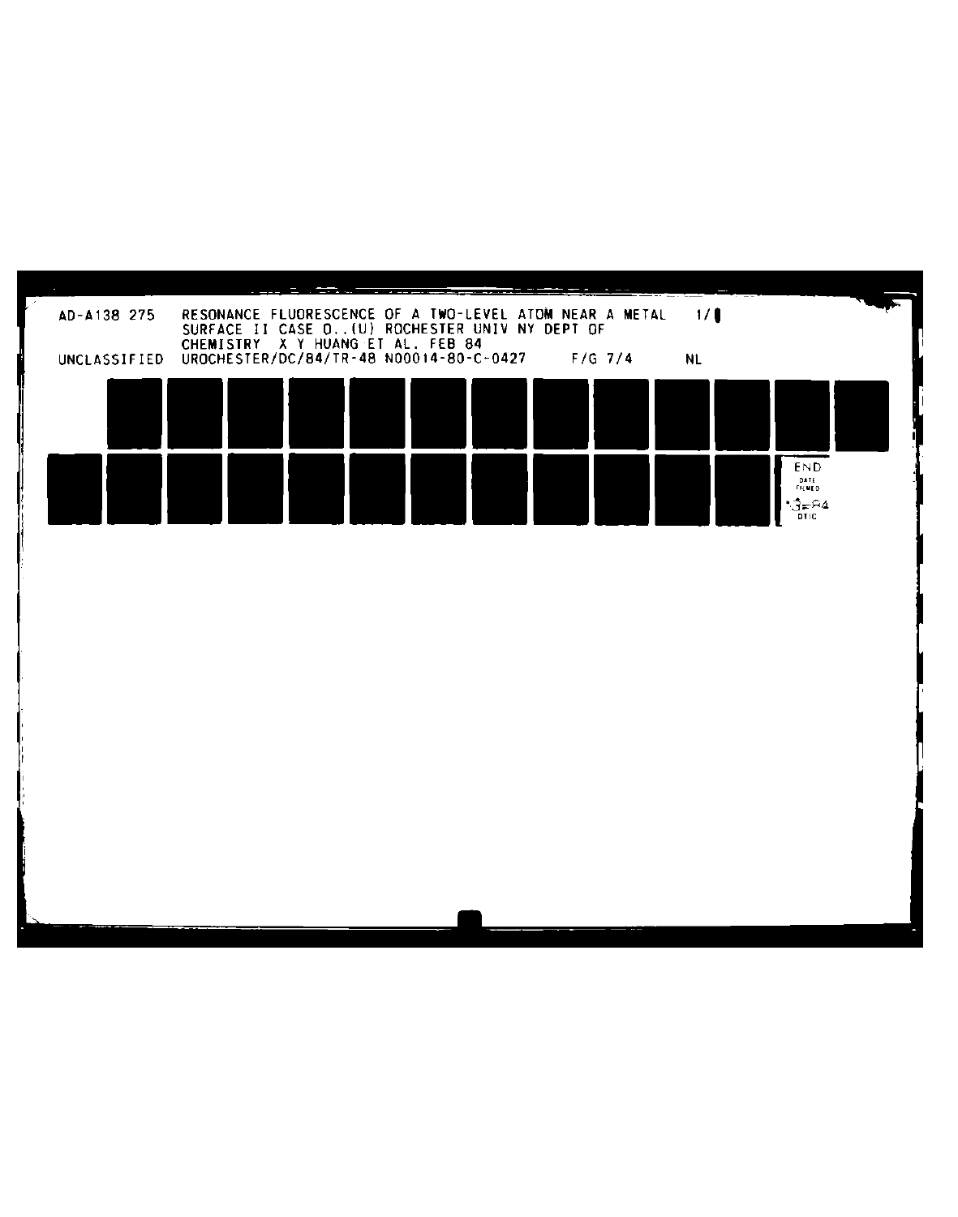AD-A138 275 RESONANCE FLUORESCENCE OF A TWO-LEVEL ATOM NEAR A METAL SURFACE II CASE O..(U) ROCHESTER UNIV NY DEPT OF CHEMISTRY X Y HUANG ET AL. FEB 84 1/1

UNCLASSIFIED UROCHESTER/DC/84/TR-48 N00014-80-C-0427 F/G 7/4 NL

END
DATE
FILMED
3-84
DTIC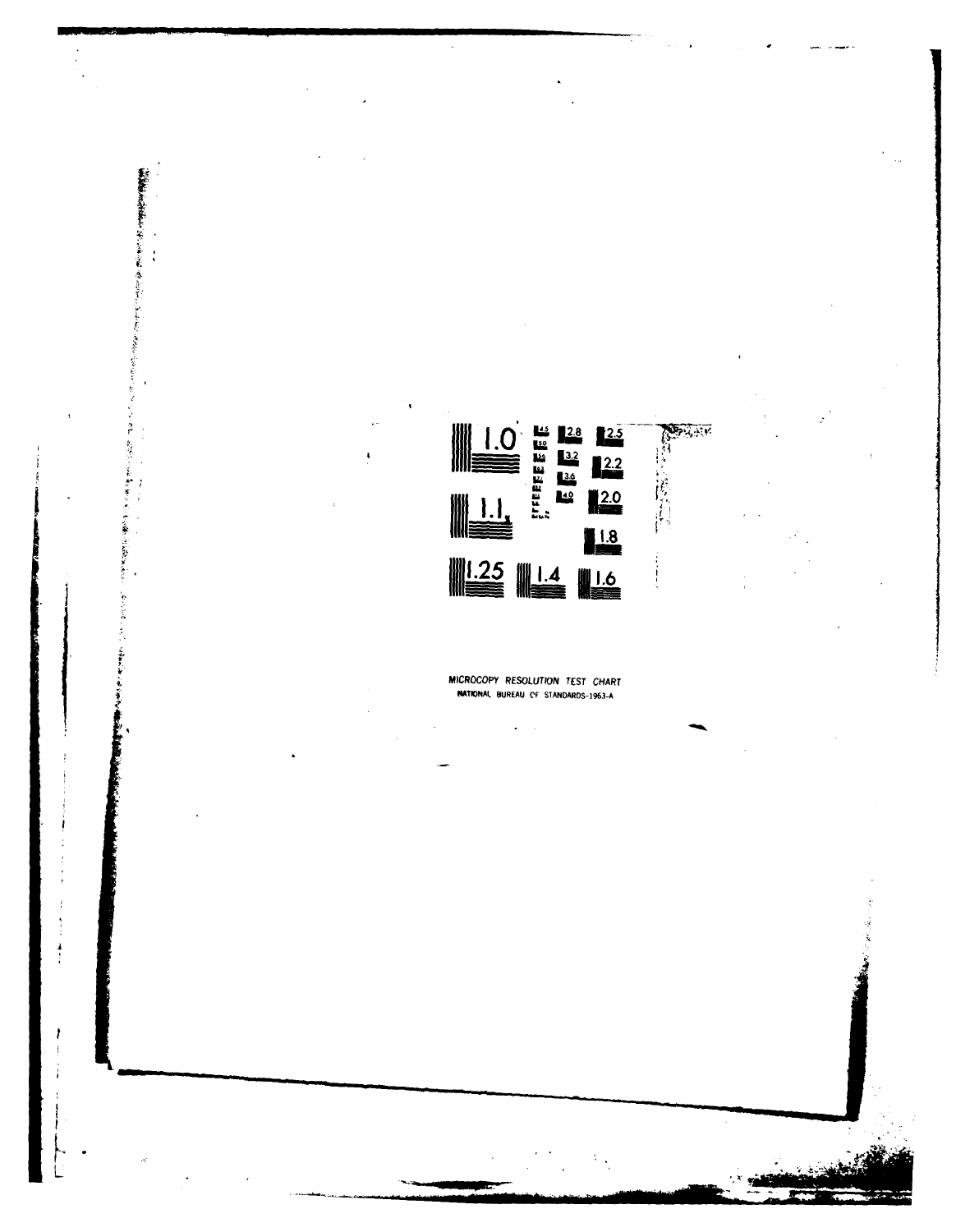MICROCOPY RESOLUTION TEST CHART
NATIONAL BUREAU OF STANDARDS-1963-A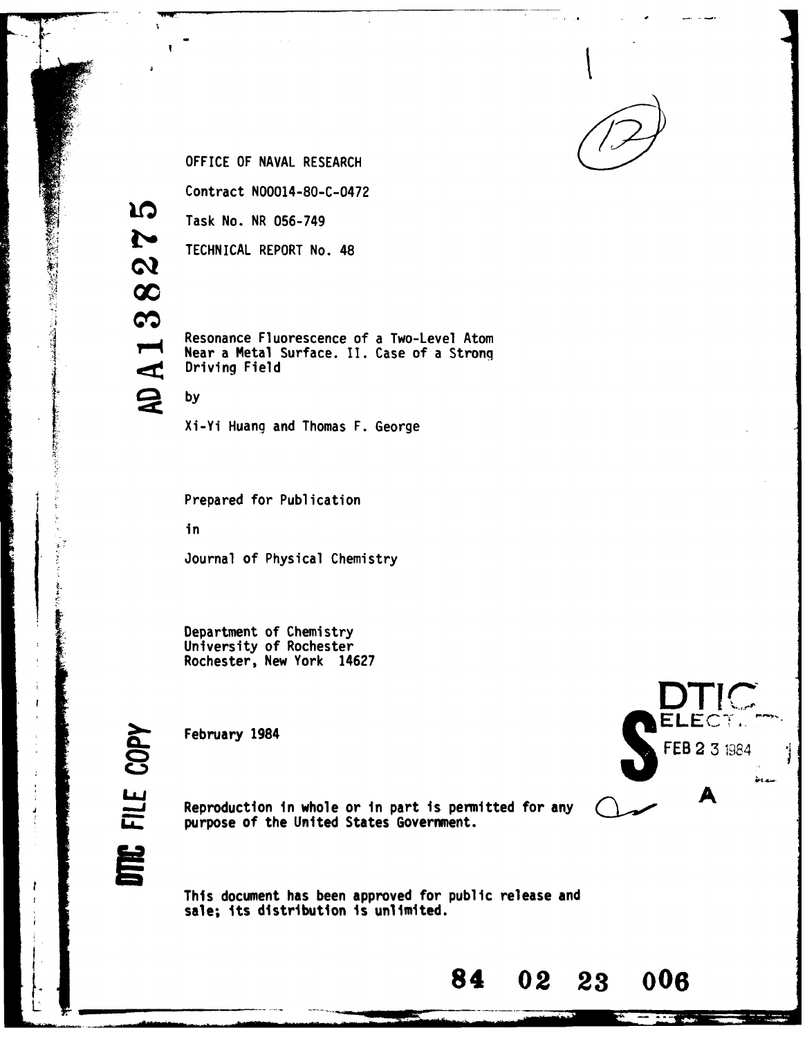OFFICE OF NAVAL RESEARCH

Contract N00014-80-C-0472

Task No. NR 056-749

TECHNICAL REPORT No. 48

Resonance Fluorescence of a Two-Level Atom Near a Metal Surface. II. Case of a Strong Driving Field

by

Xi-Yi Huang and Thomas F. George

Prepared for Publication

in

Journal of Physical Chemistry

Department of Chemistry
University of Rochester
Rochester, New York 14627

February 1984

Reproduction in whole or in part is permitted for any purpose of the United States Government.

This document has been approved for public release and sale; its distribution is unlimited.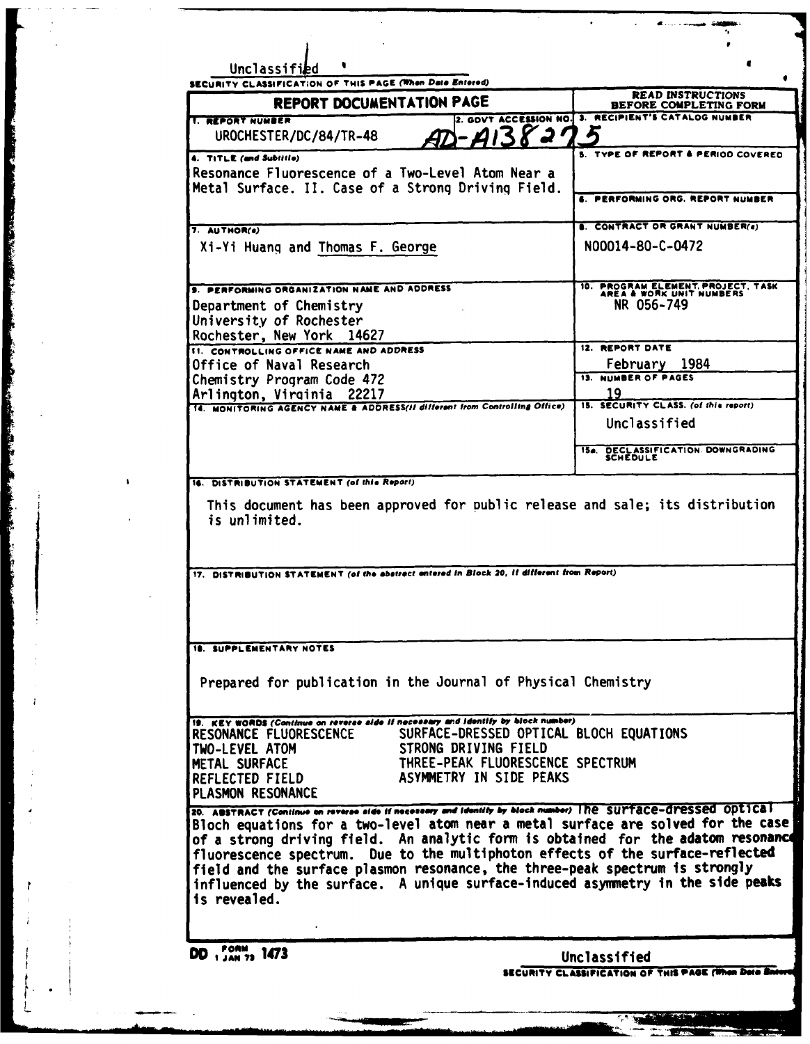Unclassified

SECURITY CLASSIFICATION OF THIS PAGE (When Data Entered)

| REPORT DOCUMENTATION PAGE | | READ INSTRUCTIONS BEFORE COMPLETING FORM |
|---|---|---|
| 1. REPORT NUMBER<br>UROCHESTER/DC/84/TR-48 | 2. GOVT ACCESSION NO.<br>AD-A138275 | 3. RECIPIENT'S CATALOG NUMBER |
| 4. TITLE (and Subtitle)<br>Resonance Fluorescence of a Two-Level Atom Near a Metal Surface. II. Case of a Strong Driving Field. | | 5. TYPE OF REPORT & PERIOD COVERED |
| | | 6. PERFORMING ORG. REPORT NUMBER |
| 7. AUTHOR(s)<br>Xi-Yi Huang and Thomas F. George | | 8. CONTRACT OR GRANT NUMBER(s)<br>N00014-80-C-0472 |
| 9. PERFORMING ORGANIZATION NAME AND ADDRESS<br>Department of Chemistry<br>University of Rochester<br>Rochester, New York 14627 | | 10. PROGRAM ELEMENT, PROJECT, TASK AREA & WORK UNIT NUMBERS<br>NR 056-749 |
| 11. CONTROLLING OFFICE NAME AND ADDRESS<br>Office of Naval Research<br>Chemistry Program Code 472<br>Arlington, Virginia 22217 | | 12. REPORT DATE<br>February 1984 |
| | | 13. NUMBER OF PAGES<br>19 |
| 14. MONITORING AGENCY NAME & ADDRESS(if different from Controlling Office) | | 15. SECURITY CLASS. (of this report)<br>Unclassified |
| | | 15a. DECLASSIFICATION DOWNGRADING SCHEDULE |

16. DISTRIBUTION STATEMENT (of this Report)

This document has been approved for public release and sale; its distribution is unlimited.

17. DISTRIBUTION STATEMENT (of the abstract entered in Block 20, if different from Report)

18. SUPPLEMENTARY NOTES

Prepared for publication in the Journal of Physical Chemistry

19. KEY WORDS (Continue on reverse side if necessary and identify by block number)

| | |
|---|---|
| RESONANCE FLUORESCENCE | SURFACE-DRESSED OPTICAL BLOCH EQUATIONS |
| TWO-LEVEL ATOM | STRONG DRIVING FIELD |
| METAL SURFACE | THREE-PEAK FLUORESCENCE SPECTRUM |
| REFLECTED FIELD | ASYMMETRY IN SIDE PEAKS |
| PLASMON RESONANCE | |

20. ABSTRACT (Continue on reverse side if necessary and identify by block number)

The surface-dressed optical Bloch equations for a two-level atom near a metal surface are solved for the case of a strong driving field. An analytic form is obtained for the adatom resonance fluorescence spectrum. Due to the multiphoton effects of the surface-reflected field and the surface plasmon resonance, the three-peak spectrum is strongly influenced by the surface. A unique surface-induced asymmetry in the side peaks is revealed.

DD FORM 1 JAN 73 1473

Unclassified

SECURITY CLASSIFICATION OF THIS PAGE (When Data Entered)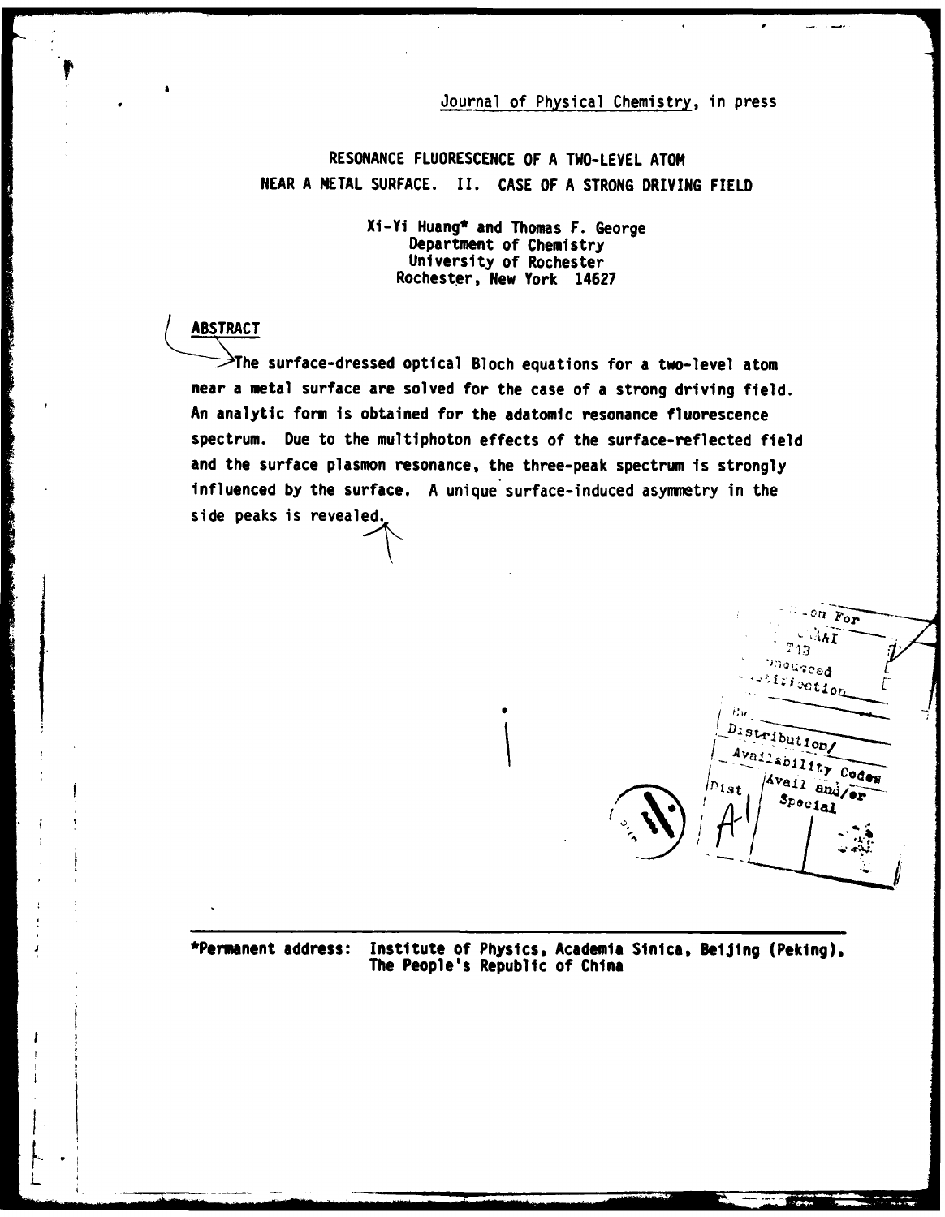Journal of Physical Chemistry, in press

# RESONANCE FLUORESCENCE OF A TWO-LEVEL ATOM NEAR A METAL SURFACE. II. CASE OF A STRONG DRIVING FIELD

Xi-Yi Huang* and Thomas F. George
Department of Chemistry
University of Rochester
Rochester, New York 14627

## ABSTRACT

The surface-dressed optical Bloch equations for a two-level atom near a metal surface are solved for the case of a strong driving field. An analytic form is obtained for the adatomic resonance fluorescence spectrum. Due to the multiphoton effects of the surface-reflected field and the surface plasmon resonance, the three-peak spectrum is strongly influenced by the surface. A unique surface-induced asymmetry in the side peaks is revealed.

---

*Permanent address: Institute of Physics, Academia Sinica, Beijing (Peking), The People's Republic of China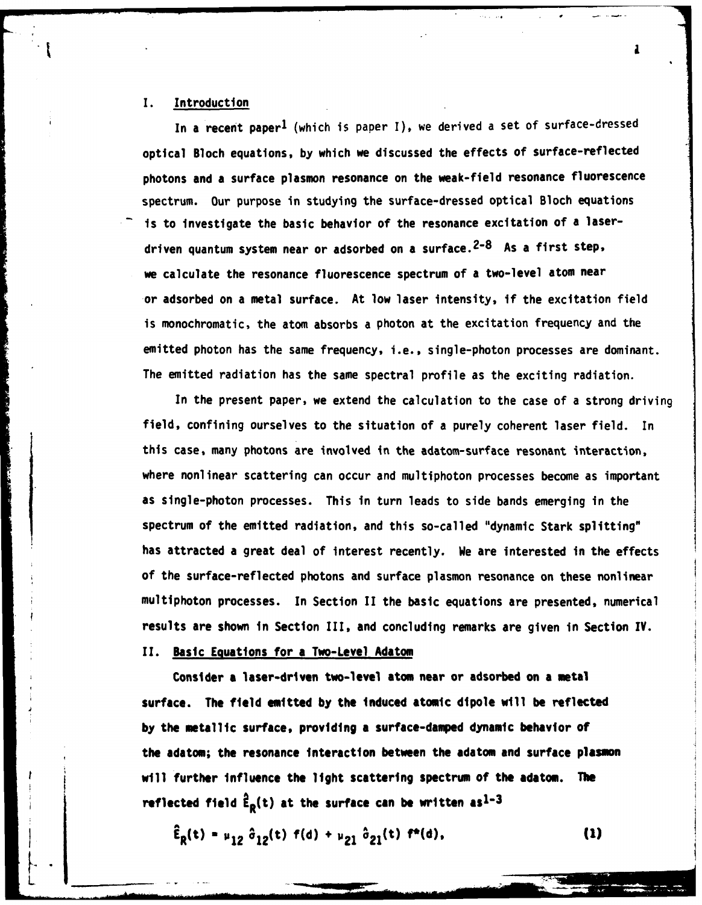## I. Introduction

In a recent paper[1] (which is paper I), we derived a set of surface-dressed optical Bloch equations, by which we discussed the effects of surface-reflected photons and a surface plasmon resonance on the weak-field resonance fluorescence spectrum. Our purpose in studying the surface-dressed optical Bloch equations is to investigate the basic behavior of the resonance excitation of a laser-driven quantum system near or adsorbed on a surface.[2-8] As a first step, we calculate the resonance fluorescence spectrum of a two-level atom near or adsorbed on a metal surface. At low laser intensity, if the excitation field is monochromatic, the atom absorbs a photon at the excitation frequency and the emitted photon has the same frequency, i.e., single-photon processes are dominant. The emitted radiation has the same spectral profile as the exciting radiation.

In the present paper, we extend the calculation to the case of a strong driving field, confining ourselves to the situation of a purely coherent laser field. In this case, many photons are involved in the adatom-surface resonant interaction, where nonlinear scattering can occur and multiphoton processes become as important as single-photon processes. This in turn leads to side bands emerging in the spectrum of the emitted radiation, and this so-called "dynamic Stark splitting" has attracted a great deal of interest recently. We are interested in the effects of the surface-reflected photons and surface plasmon resonance on these nonlinear multiphoton processes. In Section II the basic equations are presented, numerical results are shown in Section III, and concluding remarks are given in Section IV.

## II. Basic Equations for a Two-Level Adatom

Consider a laser-driven two-level atom near or adsorbed on a metal surface. The field emitted by the induced atomic dipole will be reflected by the metallic surface, providing a surface-damped dynamic behavior of the adatom; the resonance interaction between the adatom and surface plasmon will further influence the light scattering spectrum of the adatom. The reflected field $\hat{E}_R(t)$ at the surface can be written as[1-3]

$$\hat{E}_R(t) = \mu_{12}\, \hat{\sigma}_{12}(t)\, f(d) + \mu_{21}\, \hat{\sigma}_{21}(t)\, f^*(d), \tag{1}$$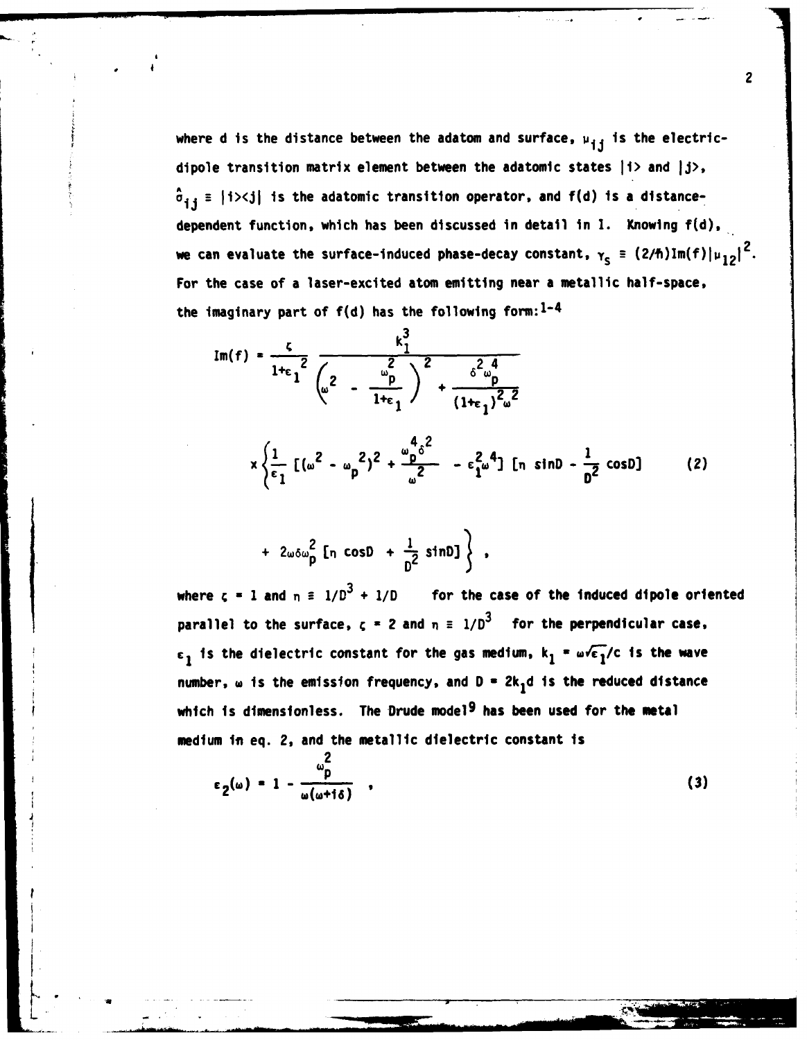where d is the distance between the adatom and surface, $\mu_{ij}$ is the electric-dipole transition matrix element between the adatomic states $|i\rangle$ and $|j\rangle$, $\hat{\sigma}_{ij} \equiv |i\rangle\langle j|$ is the adatomic transition operator, and f(d) is a distance-dependent function, which has been discussed in detail in 1. Knowing f(d), we can evaluate the surface-induced phase-decay constant, $\gamma_s \equiv (2/\hbar)\mathrm{Im}(f)|\mu_{12}|^2$. For the case of a laser-excited atom emitting near a metallic half-space, the imaginary part of f(d) has the following form:[1-4]

$$\mathrm{Im}(f) = \frac{\zeta}{1+\epsilon_1{}^2} \frac{k_1^3}{\left(\omega^2 - \frac{\omega_p^2}{1+\epsilon_1}\right)^2 + \frac{\delta^2 \omega_p^4}{(1+\epsilon_1)^2 \omega^2}}$$

$$\times \left\{ \frac{1}{\epsilon_1} \left[ (\omega^2 - \omega_p{}^2)^2 + \frac{\omega_p^4 \delta^2}{\omega^2} - \epsilon_1^2 \omega^4 \right] \left[ \eta \sin D - \frac{1}{D^2} \cos D \right] \right. \tag{2}$$

$$\left. + \; 2\omega\delta\omega_p^2 \left[ \eta \cos D + \frac{1}{D^2} \sin D \right] \right\} ,$$

where $\zeta = 1$ and $\eta \equiv 1/D^3 + 1/D$ for the case of the induced dipole oriented parallel to the surface, $\zeta = 2$ and $\eta \equiv 1/D^3$ for the perpendicular case, $\epsilon_1$ is the dielectric constant for the gas medium, $k_1 = \omega\sqrt{\epsilon_1}/c$ is the wave number, $\omega$ is the emission frequency, and $D = 2k_1 d$ is the reduced distance which is dimensionless. The Drude model[9] has been used for the metal medium in eq. 2, and the metallic dielectric constant is

$$\epsilon_2(\omega) = 1 - \frac{\omega_p^2}{\omega(\omega + i\delta)} , \tag{3}$$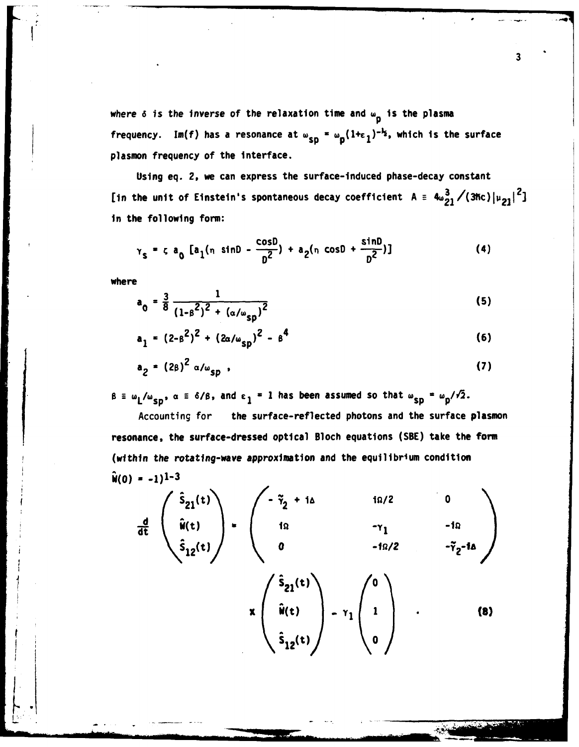where $\delta$ is the inverse of the relaxation time and $\omega_p$ is the plasma frequency. Im(f) has a resonance at $\omega_{sp} = \omega_p(1+\epsilon_1)^{-1/2}$, which is the surface plasmon frequency of the interface.

Using eq. 2, we can express the surface-induced phase-decay constant [in the unit of Einstein's spontaneous decay coefficient $A \equiv 4\omega_{21}^3/(3\hbar c)|\mu_{21}|^2$] in the following form:

$$\gamma_s = \zeta\, a_0\, [a_1(\eta \sin D - \frac{\cos D}{D^2}) + a_2(\eta \cos D + \frac{\sin D}{D^2})] \tag{4}$$

where

$$a_0 = \frac{3}{8} \frac{1}{(1-\beta^2)^2 + (\alpha/\omega_{sp})^2} \tag{5}$$

$$a_1 = (2-\beta^2)^2 + (2\alpha/\omega_{sp})^2 - \beta^4 \tag{6}$$

$$a_2 = (2\beta)^2\, \alpha/\omega_{sp}\ , \tag{7}$$

$\beta \equiv \omega_L/\omega_{sp}$, $\alpha \equiv \delta/\beta$, and $\epsilon_1 = 1$ has been assumed so that $\omega_{sp} = \omega_p/\sqrt{2}$.

Accounting for the surface-reflected photons and the surface plasmon resonance, the surface-dressed optical Bloch equations (SBE) take the form (*within the rotating-wave approximation* and the equilibrium condition $\hat{W}(0) = -1$)[1-3]

$$\frac{d}{dt}\begin{pmatrix} \hat{S}_{21}(t) \\ \hat{W}(t) \\ \hat{S}_{12}(t) \end{pmatrix} = \begin{pmatrix} -\tilde{\gamma}_2 + i\Delta & i\Omega/2 & 0 \\ i\Omega & -\gamma_1 & -i\Omega \\ 0 & -i\Omega/2 & -\tilde{\gamma}_2 - i\Delta \end{pmatrix} \times \begin{pmatrix} \hat{S}_{21}(t) \\ \hat{W}(t) \\ \hat{S}_{12}(t) \end{pmatrix} - \gamma_1 \begin{pmatrix} 0 \\ 1 \\ 0 \end{pmatrix} . \tag{8}$$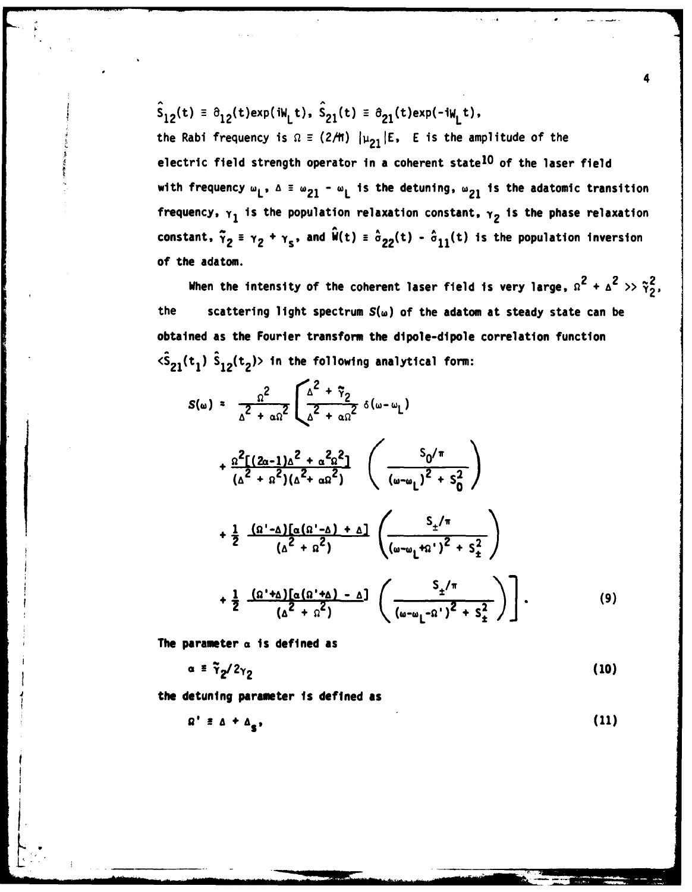$\hat{S}_{12}(t) \equiv \hat{\sigma}_{12}(t)\exp(iW_L t)$, $\hat{S}_{21}(t) \equiv \hat{\sigma}_{21}(t)\exp(-iW_L t)$, the Rabi frequency is $\Omega \equiv (2/\hbar)\,|\mu_{21}|E$, $E$ is the amplitude of the electric field strength operator in a coherent state[10] of the laser field with frequency $\omega_L$, $\Delta \equiv \omega_{21} - \omega_L$ is the detuning, $\omega_{21}$ is the adatomic transition frequency, $\gamma_1$ is the population relaxation constant, $\gamma_2$ is the phase relaxation constant, $\tilde{\gamma}_2 \equiv \gamma_2 + \gamma_s$, and $\hat{W}(t) \equiv \hat{\sigma}_{22}(t) - \hat{\sigma}_{11}(t)$ is the population inversion of the adatom.

When the intensity of the coherent laser field is very large, $\Omega^2 + \Delta^2 >> \tilde{\gamma}_2^2$, the scattering light spectrum $S(\omega)$ of the adatom at steady state can be obtained as the Fourier transform the dipole-dipole correlation function $\langle \hat{S}_{21}(t_1)\, \hat{S}_{12}(t_2)\rangle$ in the following analytical form:

$$
\begin{aligned}
S(\omega) = \frac{\Omega^2}{\Delta^2 + \alpha\Omega^2} \Bigg[ & \frac{\Delta^2 + \tilde{\gamma}_2}{\Delta^2 + \alpha\Omega^2}\, \delta(\omega - \omega_L) \\
& + \frac{\Omega^2[(2\alpha - 1)\Delta^2 + \alpha^2\Omega^2]}{(\Delta^2 + \Omega^2)(\Delta^2 + \alpha\Omega^2)} \left( \frac{S_0/\pi}{(\omega - \omega_L)^2 + S_0^2} \right) \\
& + \frac{1}{2}\, \frac{(\Omega' - \Delta)[\alpha(\Omega' - \Delta) + \Delta]}{(\Delta^2 + \Omega^2)} \left( \frac{S_\pm/\pi}{(\omega - \omega_L + \Omega')^2 + S_\pm^2} \right) \\
& + \frac{1}{2}\, \frac{(\Omega' + \Delta)[\alpha(\Omega' + \Delta) - \Delta]}{(\Delta^2 + \Omega^2)} \left( \frac{S_\pm/\pi}{(\omega - \omega_L - \Omega')^2 + S_\pm^2} \right) \Bigg].
\end{aligned}
\tag{9}
$$

The parameter $\alpha$ is defined as

$$
\alpha \equiv \tilde{\gamma}_2 / 2\gamma_2 \tag{10}
$$

the detuning parameter is defined as

$$
\Omega' \equiv \Delta + \Delta_s, \tag{11}
$$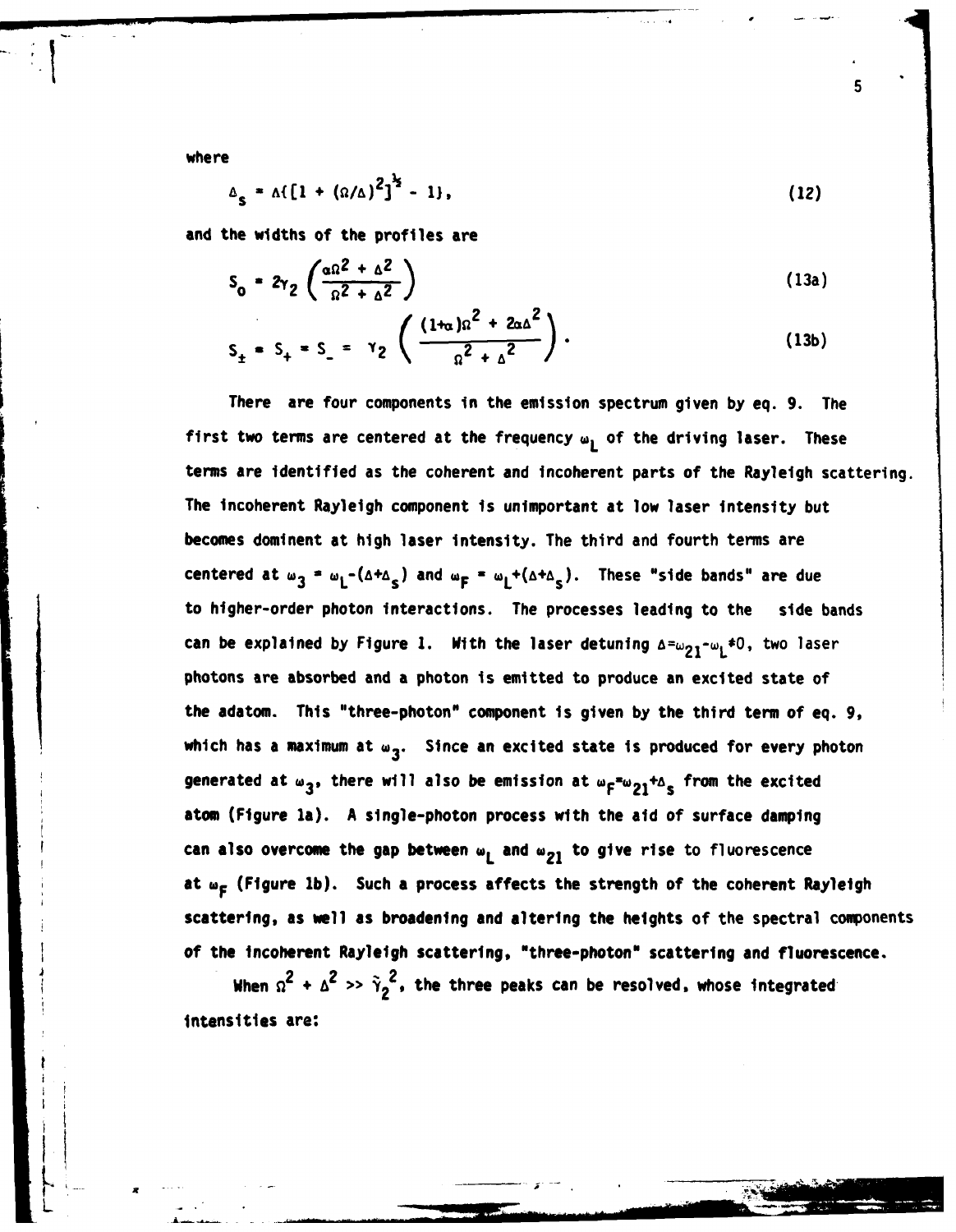where

$$\Delta_s = \Delta\{[1 + (\Omega/\Delta)^2]^{\frac{1}{2}} - 1\}, \tag{12}$$

and the widths of the profiles are

$$S_o = 2\gamma_2 \left( \frac{\alpha\Omega^2 + \Delta^2}{\Omega^2 + \Delta^2} \right) \tag{13a}$$

$$S_\pm = S_+ = S_- = \gamma_2 \left( \frac{(1+\alpha)\Omega^2 + 2\alpha\Delta^2}{\Omega^2 + \Delta^2} \right). \tag{13b}$$

There are four components in the emission spectrum given by eq. 9. The first two terms are centered at the frequency $\omega_L$ of the driving laser. These terms are identified as the coherent and incoherent parts of the Rayleigh scattering. The incoherent Rayleigh component is unimportant at low laser intensity but becomes dominent at high laser intensity. The third and fourth terms are centered at $\omega_3 = \omega_L - (\Delta + \Delta_s)$ and $\omega_F = \omega_L + (\Delta + \Delta_s)$. These "side bands" are due to higher-order photon interactions. The processes leading to the side bands can be explained by Figure 1. With the laser detuning $\Delta = \omega_{21} - \omega_L \neq 0$, two laser photons are absorbed and a photon is emitted to produce an excited state of the adatom. This "three-photon" component is given by the third term of eq. 9, which has a maximum at $\omega_3$. Since an excited state is produced for every photon generated at $\omega_3$, there will also be emission at $\omega_F = \omega_{21} + \Delta_s$ from the excited atom (Figure 1a). A single-photon process with the aid of surface damping can also overcome the gap between $\omega_L$ and $\omega_{21}$ to give rise to fluorescence at $\omega_F$ (Figure 1b). Such a process affects the strength of the coherent Rayleigh scattering, as well as broadening and altering the heights of the spectral components of the incoherent Rayleigh scattering, "three-photon" scattering and fluorescence.

When $\Omega^2 + \Delta^2 \gg \tilde{\gamma}_2^2$, the three peaks can be resolved, whose integrated intensities are: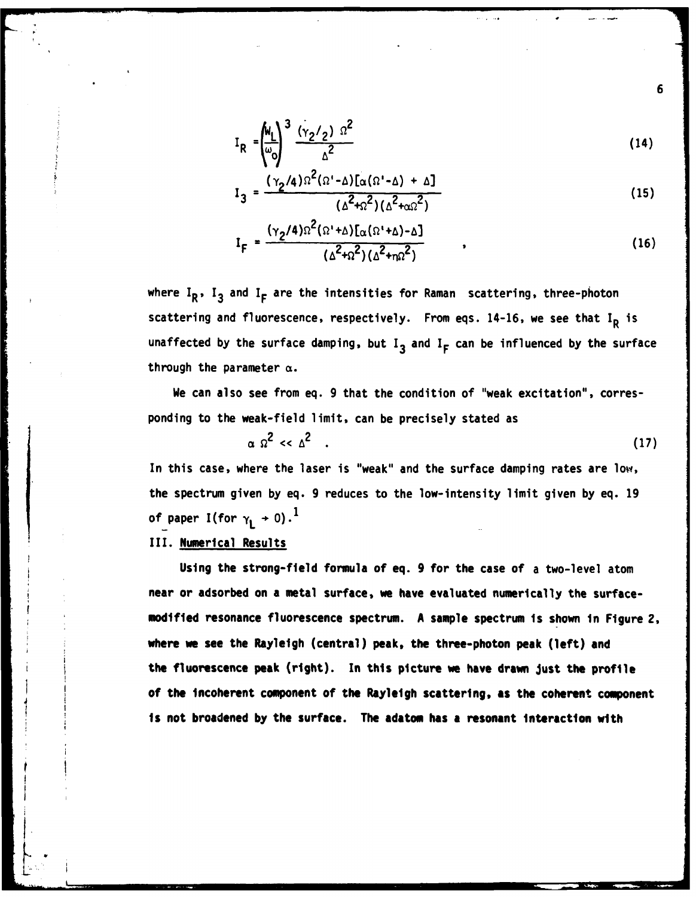$$I_R = \left(\frac{W_L}{\omega_o}\right)^3 \frac{(\gamma_2/2)\ \Omega^2}{\Delta^2} \tag{14}$$

$$I_3 = \frac{(\gamma_2/4)\Omega^2(\Omega'-\Delta)[\alpha(\Omega'-\Delta) + \Delta]}{(\Delta^2+\Omega^2)(\Delta^2+\alpha\Omega^2)} \tag{15}$$

$$I_F = \frac{(\gamma_2/4)\Omega^2(\Omega'+\Delta)[\alpha(\Omega'+\Delta)-\Delta]}{(\Delta^2+\Omega^2)(\Delta^2+\eta\Omega^2)} \quad , \tag{16}$$

where $I_R$, $I_3$ and $I_F$ are the intensities for Raman scattering, three-photon scattering and fluorescence, respectively. From eqs. 14-16, we see that $I_R$ is unaffected by the surface damping, but $I_3$ and $I_F$ can be influenced by the surface through the parameter $\alpha$.

We can also see from eq. 9 that the condition of "weak excitation", corresponding to the weak-field limit, can be precisely stated as

$$\alpha\ \Omega^2 \ll \Delta^2 \quad . \tag{17}$$

In this case, where the laser is "weak" and the surface damping rates are low, the spectrum given by eq. 9 reduces to the low-intensity limit given by eq. 19 of paper I(for $\gamma_L \to 0$).[1]

## III. Numerical Results

Using the strong-field formula of eq. 9 for the case of a two-level atom near or adsorbed on a metal surface, we have evaluated numerically the surface-modified resonance fluorescence spectrum. A sample spectrum is shown in Figure 2, where we see the Rayleigh (central) peak, the three-photon peak (left) and the fluorescence peak (right). In this picture we have drawn just the profile of the incoherent component of the Rayleigh scattering, as the coherent component is not broadened by the surface. The adatom has a resonant interaction with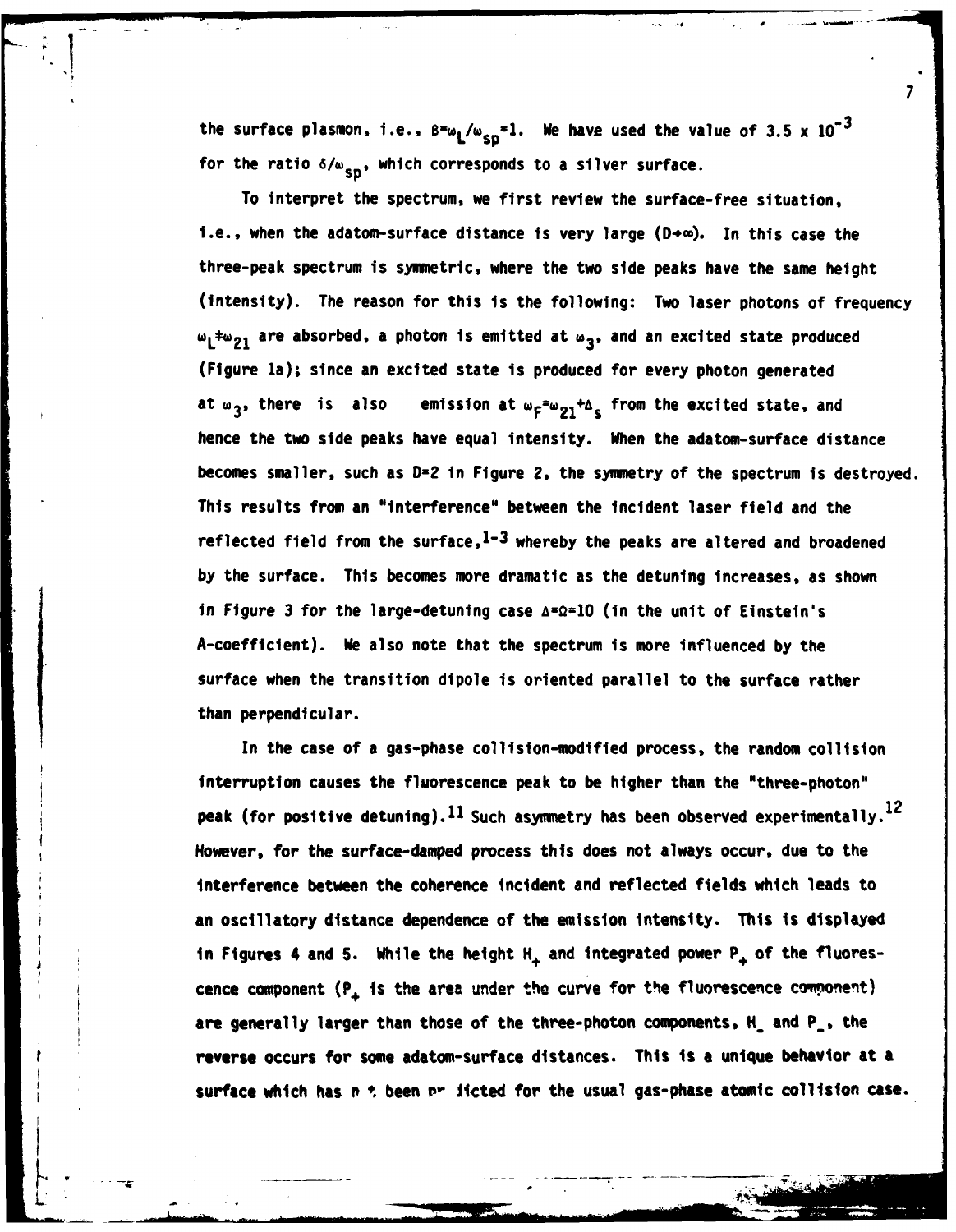the surface plasmon, i.e., $\beta=\omega_L/\omega_{sp}=1$. We have used the value of $3.5 \times 10^{-3}$ for the ratio $\delta/\omega_{sp}$, which corresponds to a silver surface.

To interpret the spectrum, we first review the surface-free situation, i.e., when the adatom-surface distance is very large ($D\rightarrow\infty$). In this case the three-peak spectrum is symmetric, where the two side peaks have the same height (intensity). The reason for this is the following: Two laser photons of frequency $\omega_L \mp \omega_{21}$ are absorbed, a photon is emitted at $\omega_3$, and an excited state produced (Figure 1a); since an excited state is produced for every photon generated at $\omega_3$, there is also emission at $\omega_F=\omega_{21}+\Delta_s$ from the excited state, and hence the two side peaks have equal intensity. When the adatom-surface distance becomes smaller, such as D=2 in Figure 2, the symmetry of the spectrum is destroyed. This results from an "interference" between the incident laser field and the reflected field from the surface,[1-3] whereby the peaks are altered and broadened by the surface. This becomes more dramatic as the detuning increases, as shown in Figure 3 for the large-detuning case $\Delta=\Omega=10$ (in the unit of Einstein's A-coefficient). We also note that the spectrum is more influenced by the surface when the transition dipole is oriented parallel to the surface rather than perpendicular.

In the case of a gas-phase collision-modified process, the random collision interruption causes the fluorescence peak to be higher than the "three-photon" peak (for positive detuning).[11] Such asymmetry has been observed experimentally.[12] However, for the surface-damped process this does not always occur, due to the interference between the coherence incident and reflected fields which leads to an oscillatory distance dependence of the emission intensity. This is displayed in Figures 4 and 5. While the height $H_+$ and integrated power $P_+$ of the fluorescence component ($P_+$ is the area under the curve for the fluorescence component) are generally larger than those of the three-photon components, $H_-$ and $P_-$, the reverse occurs for some adatom-surface distances. This is a unique behavior at a surface which has not been predicted for the usual gas-phase atomic collision case.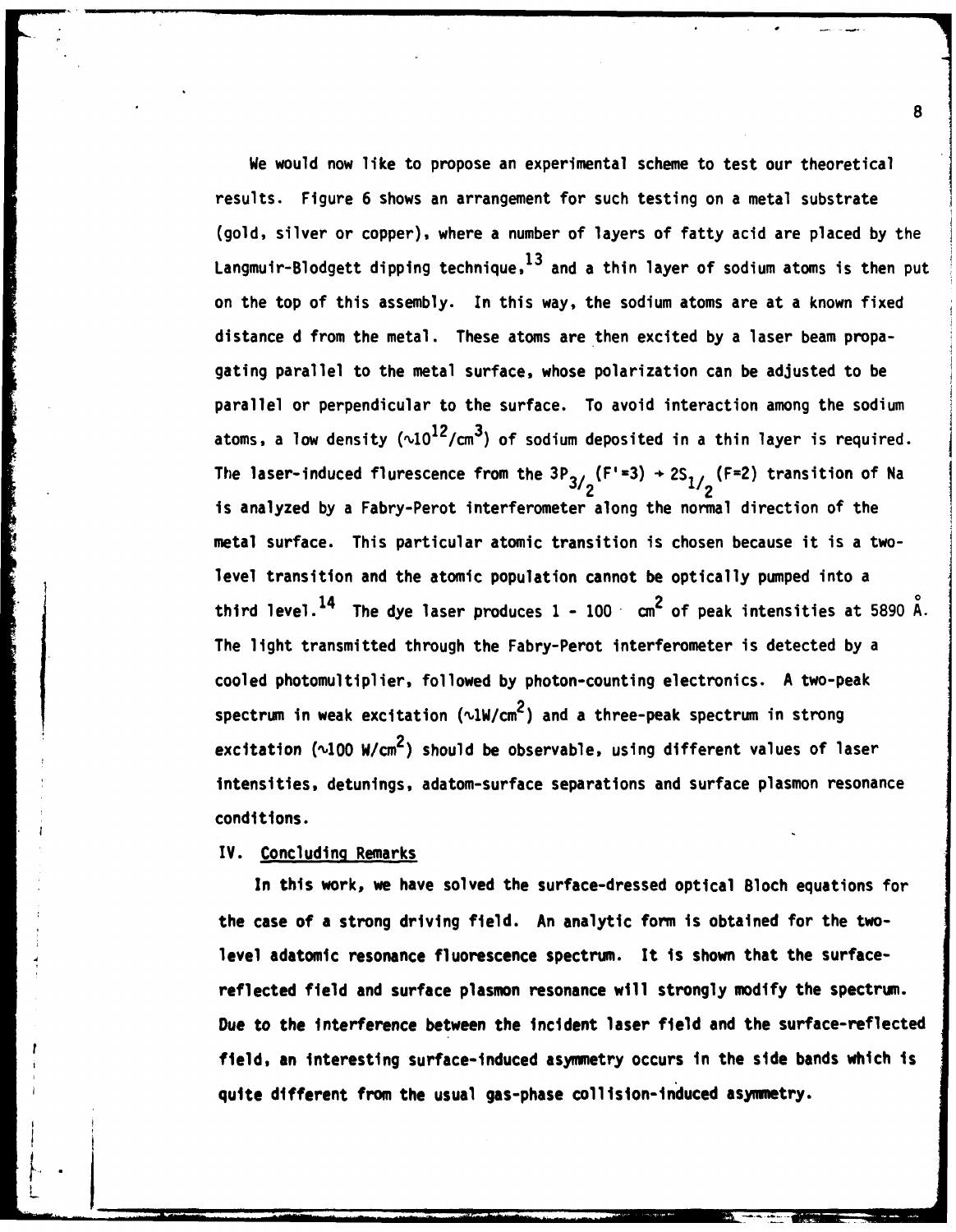We would now like to propose an experimental scheme to test our theoretical results. Figure 6 shows an arrangement for such testing on a metal substrate (gold, silver or copper), where a number of layers of fatty acid are placed by the Langmuir-Blodgett dipping technique,[13] and a thin layer of sodium atoms is then put on the top of this assembly. In this way, the sodium atoms are at a known fixed distance d from the metal. These atoms are then excited by a laser beam propagating parallel to the metal surface, whose polarization can be adjusted to be parallel or perpendicular to the surface. To avoid interaction among the sodium atoms, a low density ($\sim 10^{12}/cm^3$) of sodium deposited in a thin layer is required. The laser-induced flurescence from the $3P_{3/2}(F'=3) \rightarrow 2S_{1/2}(F=2)$ transition of Na is analyzed by a Fabry-Perot interferometer along the normal direction of the metal surface. This particular atomic transition is chosen because it is a two-level transition and the atomic population cannot be optically pumped into a third level.[14] The dye laser produces 1 - 100 $cm^2$ of peak intensities at 5890 Å. The light transmitted through the Fabry-Perot interferometer is detected by a cooled photomultiplier, followed by photon-counting electronics. A two-peak spectrum in weak excitation ($\sim 1 W/cm^2$) and a three-peak spectrum in strong excitation ($\sim 100\ W/cm^2$) should be observable, using different values of laser intensities, detunings, adatom-surface separations and surface plasmon resonance conditions.

## IV. Concluding Remarks

In this work, we have solved the surface-dressed optical Bloch equations for the case of a strong driving field. An analytic form is obtained for the two-level adatomic resonance fluorescence spectrum. It is shown that the surface-reflected field and surface plasmon resonance will strongly modify the spectrum. Due to the interference between the incident laser field and the surface-reflected field, an interesting surface-induced asymmetry occurs in the side bands which is quite different from the usual gas-phase collision-induced asymmetry.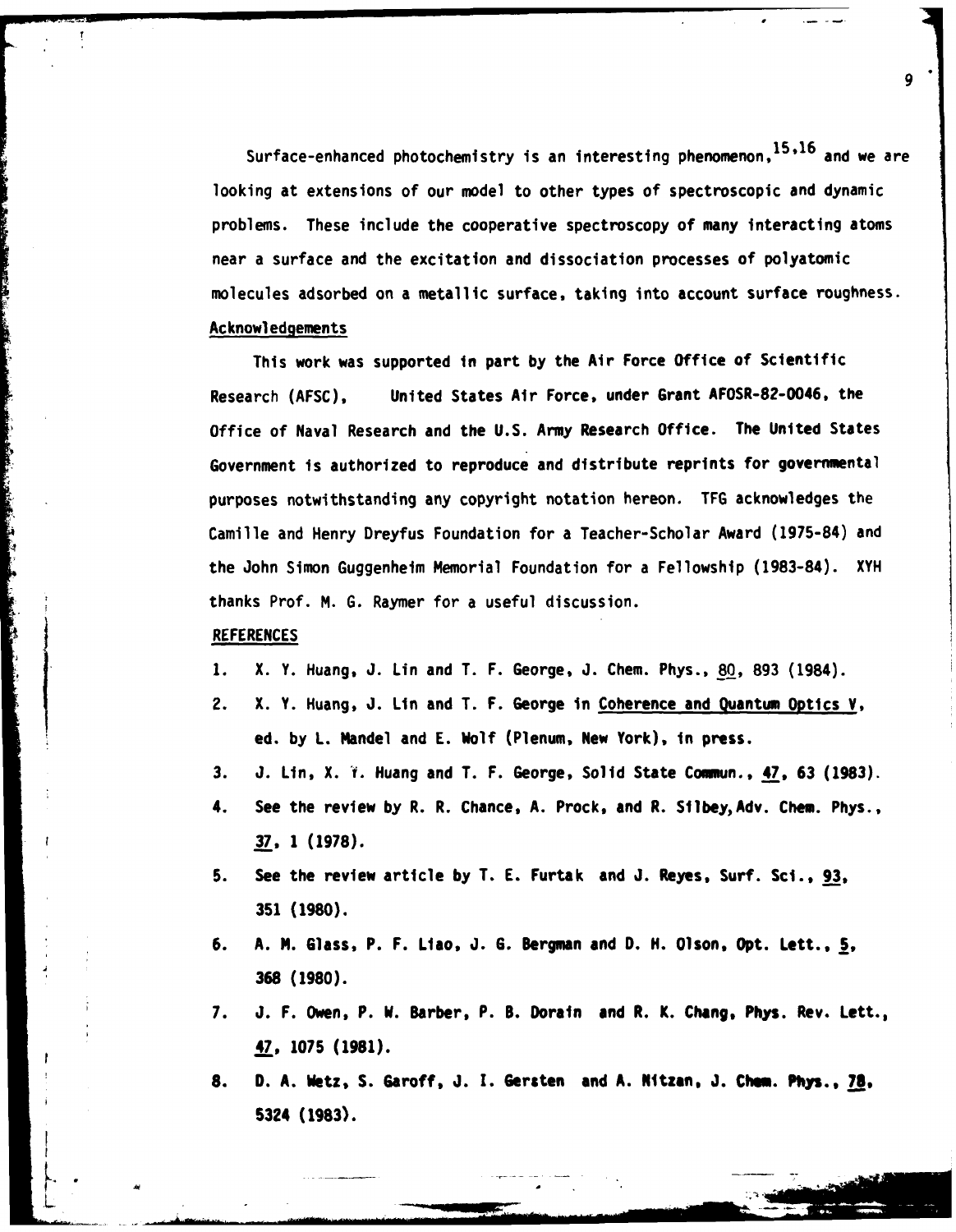Surface-enhanced photochemistry is an interesting phenomenon,[15,16] and we are looking at extensions of our model to other types of spectroscopic and dynamic problems. These include the cooperative spectroscopy of many interacting atoms near a surface and the excitation and dissociation processes of polyatomic molecules adsorbed on a metallic surface, taking into account surface roughness.

## Acknowledgements

This work was supported in part by the Air Force Office of Scientific Research (AFSC), United States Air Force, under Grant AFOSR-82-0046, the Office of Naval Research and the U.S. Army Research Office. The United States Government is authorized to reproduce and distribute reprints for governmental purposes notwithstanding any copyright notation hereon. TFG acknowledges the Camille and Henry Dreyfus Foundation for a Teacher-Scholar Award (1975-84) and the John Simon Guggenheim Memorial Foundation for a Fellowship (1983-84). XYH thanks Prof. M. G. Raymer for a useful discussion.

## REFERENCES

1. X. Y. Huang, J. Lin and T. F. George, J. Chem. Phys., 80, 893 (1984).
2. X. Y. Huang, J. Lin and T. F. George in Coherence and Quantum Optics V, ed. by L. Mandel and E. Wolf (Plenum, New York), in press.
3. J. Lin, X. Y. Huang and T. F. George, Solid State Commun., 47, 63 (1983).
4. See the review by R. R. Chance, A. Prock, and R. Silbey, Adv. Chem. Phys., 37, 1 (1978).
5. See the review article by T. E. Furtak and J. Reyes, Surf. Sci., 93, 351 (1980).
6. A. M. Glass, P. F. Liao, J. G. Bergman and D. H. Olson, Opt. Lett., 5, 368 (1980).
7. J. F. Owen, P. W. Barber, P. B. Dorain and R. K. Chang, Phys. Rev. Lett., 47, 1075 (1981).
8. D. A. Weitz, S. Garoff, J. I. Gersten and A. Nitzan, J. Chem. Phys., 78, 5324 (1983).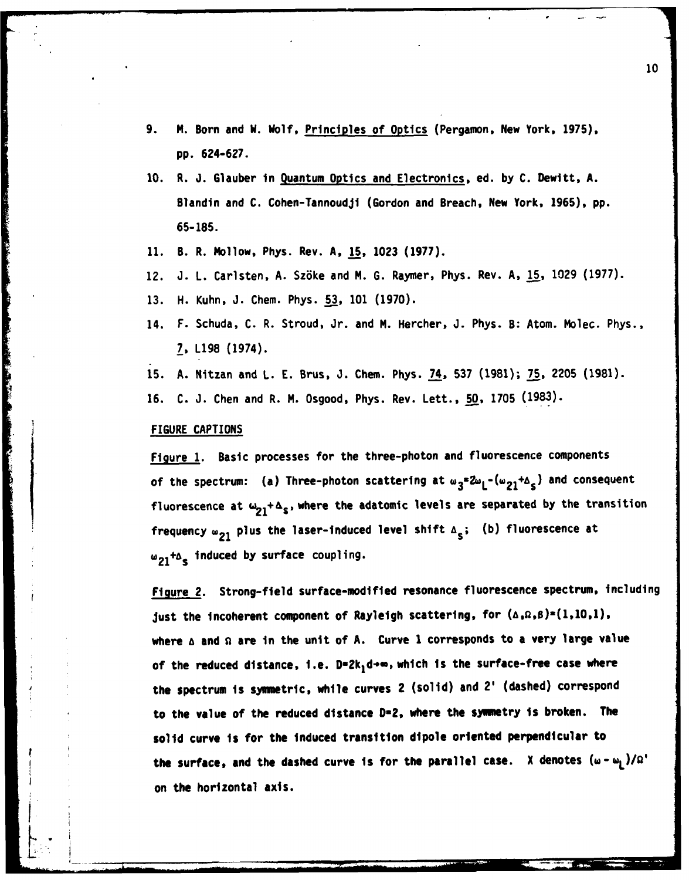9. M. Born and W. Wolf, Principles of Optics (Pergamon, New York, 1975), pp. 624-627.

10. R. J. Glauber in Quantum Optics and Electronics, ed. by C. Dewitt, A. Blandin and C. Cohen-Tannoudji (Gordon and Breach, New York, 1965), pp. 65-185.

11. B. R. Mollow, Phys. Rev. A, 15, 1023 (1977).

12. J. L. Carlsten, A. Szöke and M. G. Raymer, Phys. Rev. A, 15, 1029 (1977).

13. H. Kuhn, J. Chem. Phys. 53, 101 (1970).

14. F. Schuda, C. R. Stroud, Jr. and M. Hercher, J. Phys. B: Atom. Molec. Phys., 7, L198 (1974).

15. A. Nitzan and L. E. Brus, J. Chem. Phys. 74, 537 (1981); 75, 2205 (1981).

16. C. J. Chen and R. M. Osgood, Phys. Rev. Lett., 50, 1705 (1983).

## FIGURE CAPTIONS

Figure 1. Basic processes for the three-photon and fluorescence components of the spectrum: (a) Three-photon scattering at $\omega_3=2\omega_L-(\omega_{21}+\Delta_s)$ and consequent fluorescence at $\omega_{21}+\Delta_s$, where the adatomic levels are separated by the transition frequency $\omega_{21}$ plus the laser-induced level shift $\Delta_s$; (b) fluorescence at $\omega_{21}+\Delta_s$ induced by surface coupling.

Figure 2. Strong-field surface-modified resonance fluorescence spectrum, including just the incoherent component of Rayleigh scattering, for $(\Delta,\Omega,\beta)=(1,10,1)$, where $\Delta$ and $\Omega$ are in the unit of A. Curve 1 corresponds to a very large value of the reduced distance, i.e. $D=2k_1d\to\infty$, which is the surface-free case where the spectrum is symmetric, while curves 2 (solid) and 2' (dashed) correspond to the value of the reduced distance D=2, where the symmetry is broken. The solid curve is for the induced transition dipole oriented perpendicular to the surface, and the dashed curve is for the parallel case. X denotes $(\omega-\omega_L)/\Omega'$ on the horizontal axis.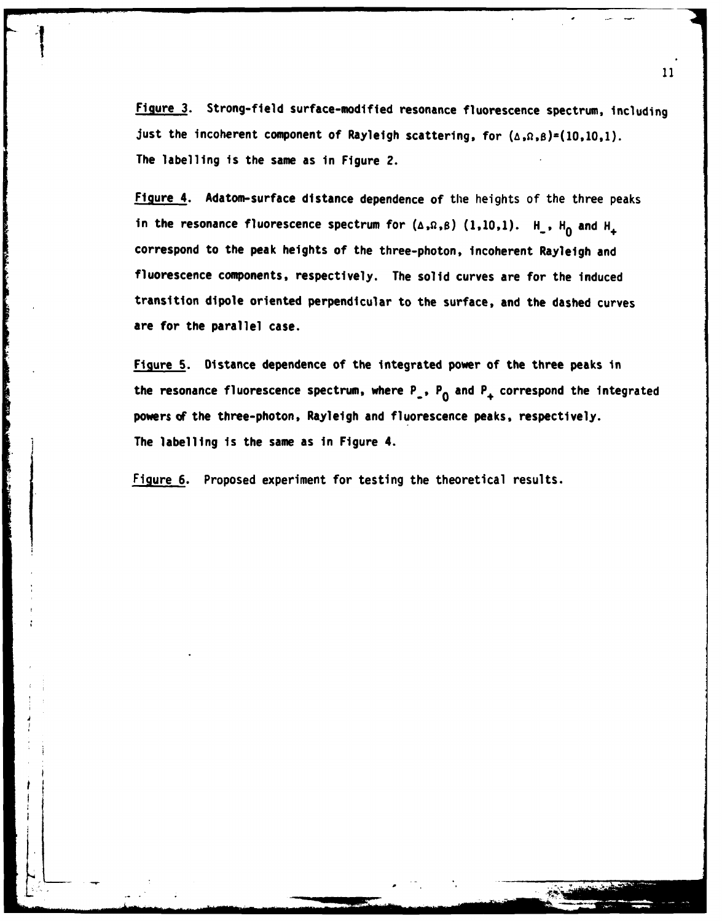Figure 3. Strong-field surface-modified resonance fluorescence spectrum, including just the incoherent component of Rayleigh scattering, for $(\Delta,\Omega,\beta)=(10,10,1)$. The labelling is the same as in Figure 2.

Figure 4. Adatom-surface distance dependence of the heights of the three peaks in the resonance fluorescence spectrum for $(\Delta,\Omega,\beta)$ $(1,10,1)$. $H_-$, $H_0$ and $H_+$ correspond to the peak heights of the three-photon, incoherent Rayleigh and fluorescence components, respectively. The solid curves are for the induced transition dipole oriented perpendicular to the surface, and the dashed curves are for the parallel case.

Figure 5. Distance dependence of the integrated power of the three peaks in the resonance fluorescence spectrum, where $P_-$, $P_0$ and $P_+$ correspond the integrated powers of the three-photon, Rayleigh and fluorescence peaks, respectively. The labelling is the same as in Figure 4.

Figure 6. Proposed experiment for testing the theoretical results.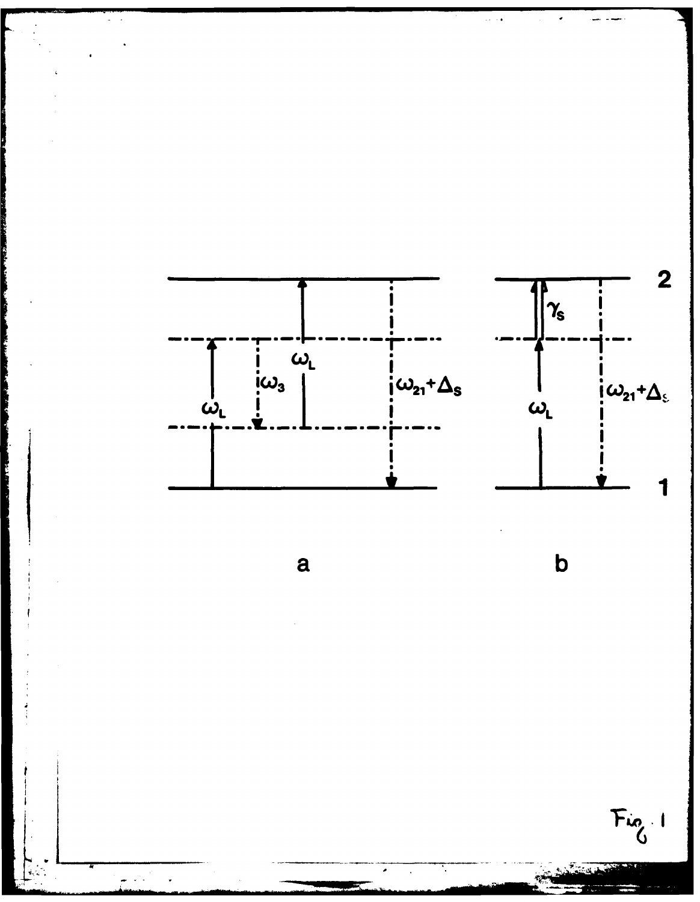Fig. 1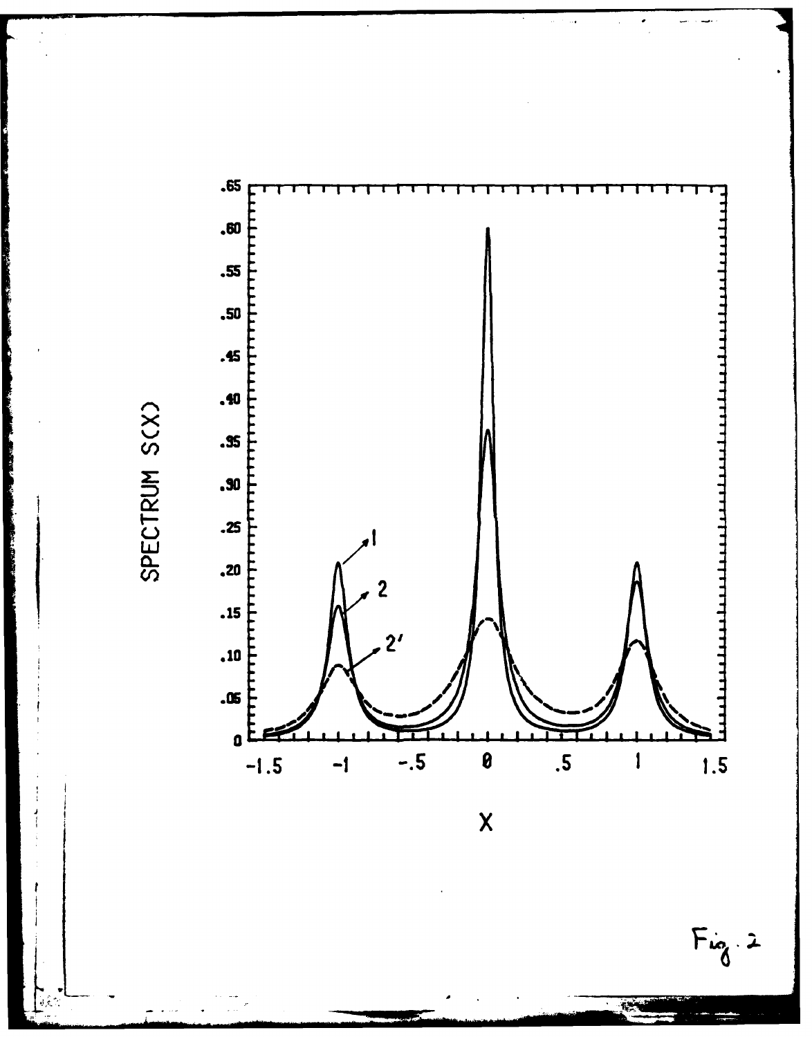Fig. 2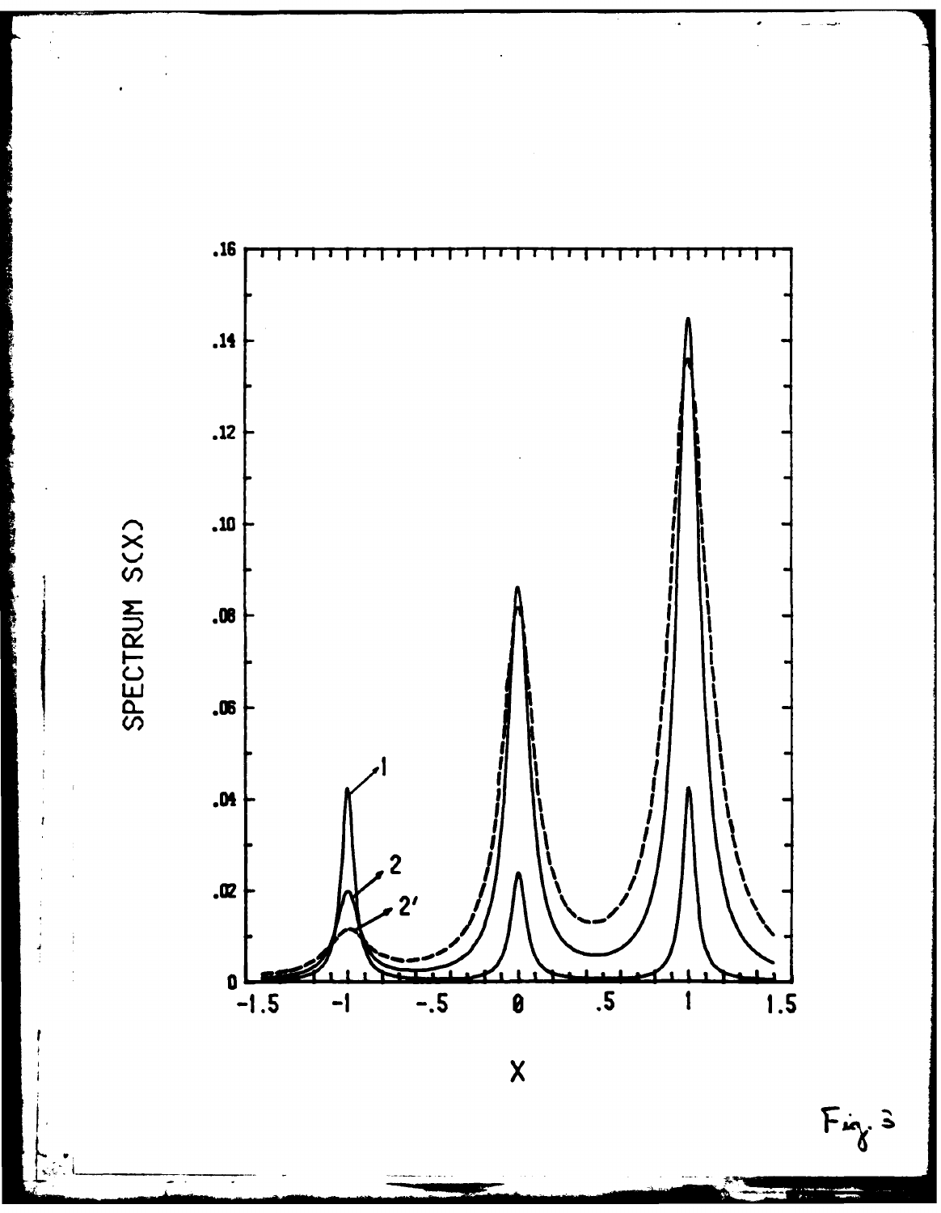Fig. 3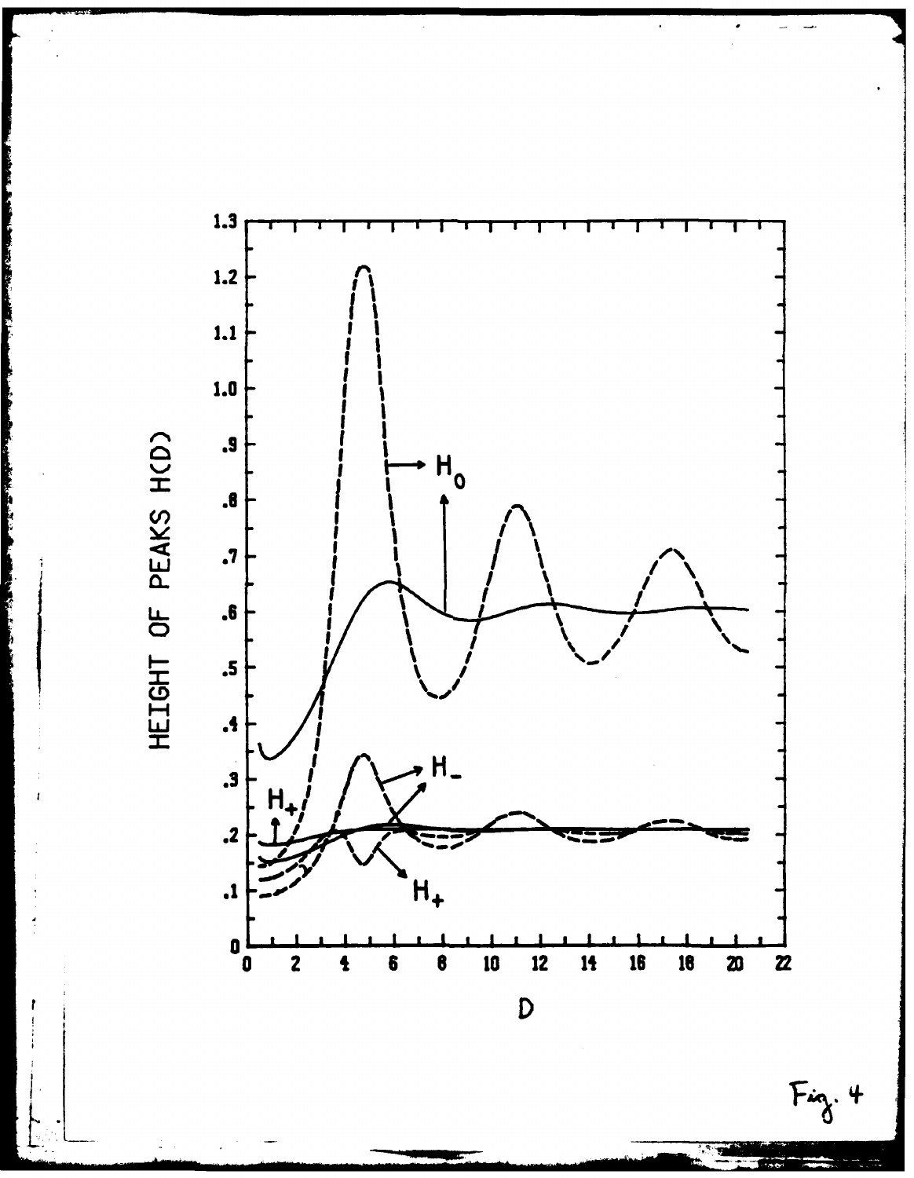Fig. 4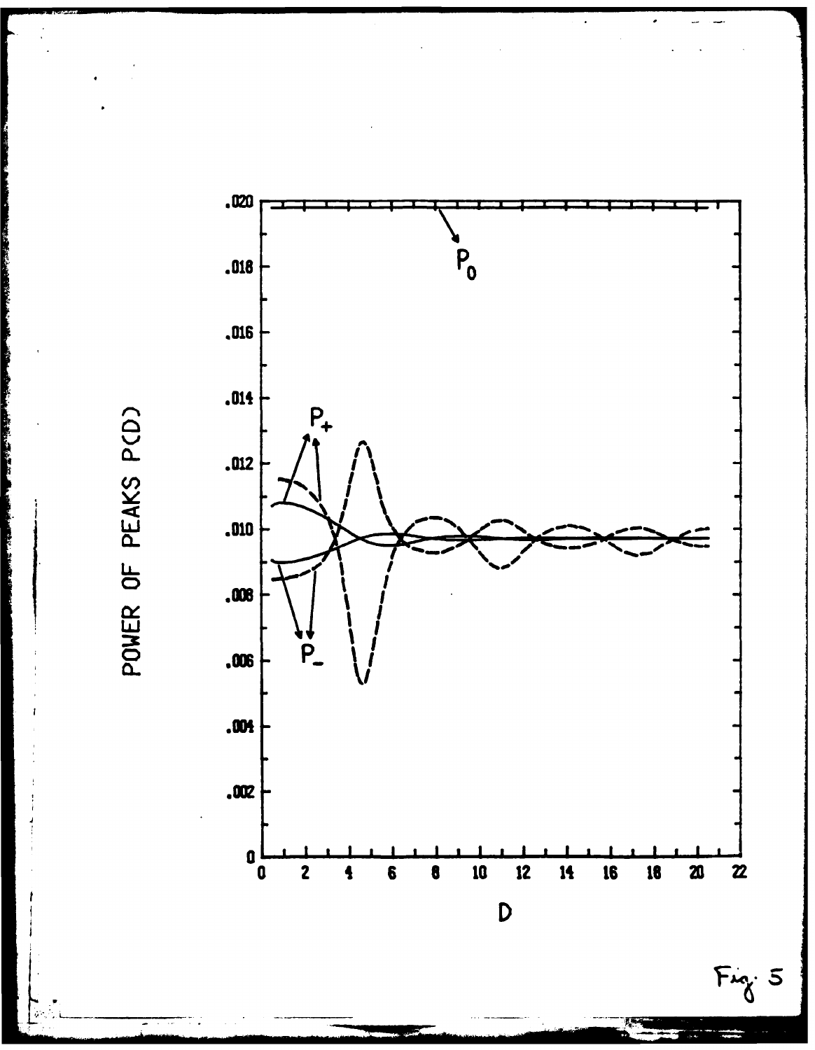Fig. 5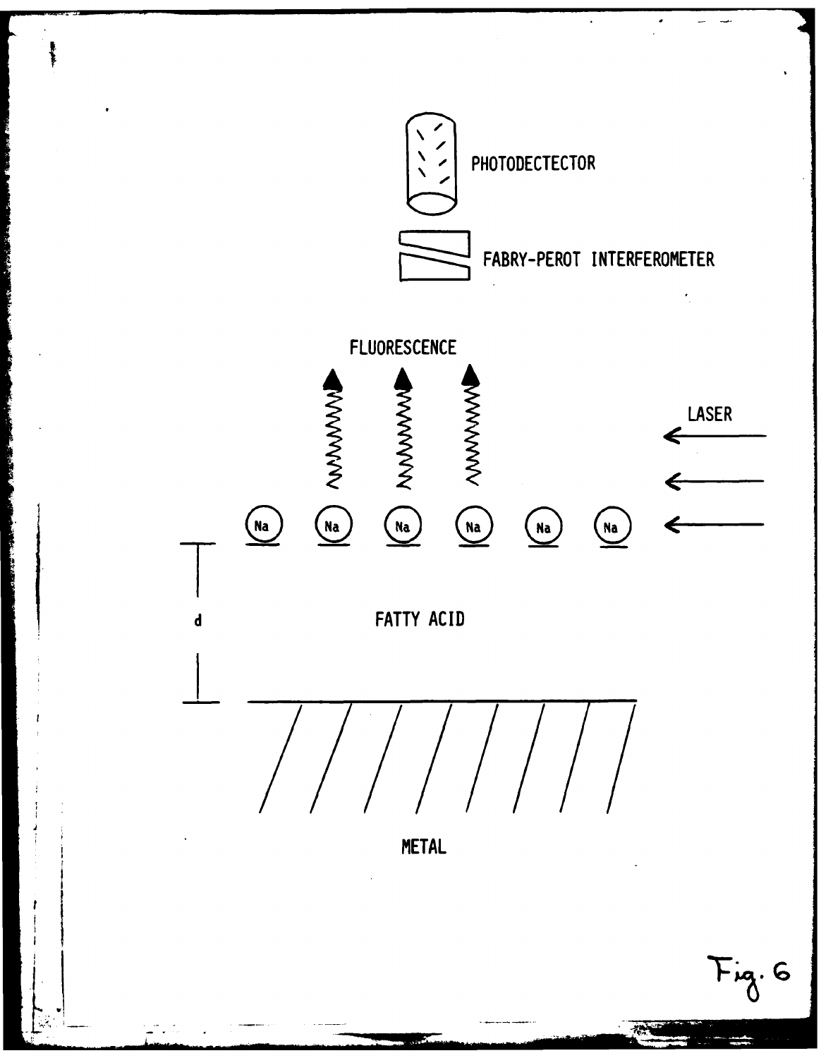PHOTODECTECTOR

FABRY-PEROT INTERFEROMETER

FLUORESCENCE

LASER

Na Na Na Na Na Na

d

FATTY ACID

METAL

Fig. 6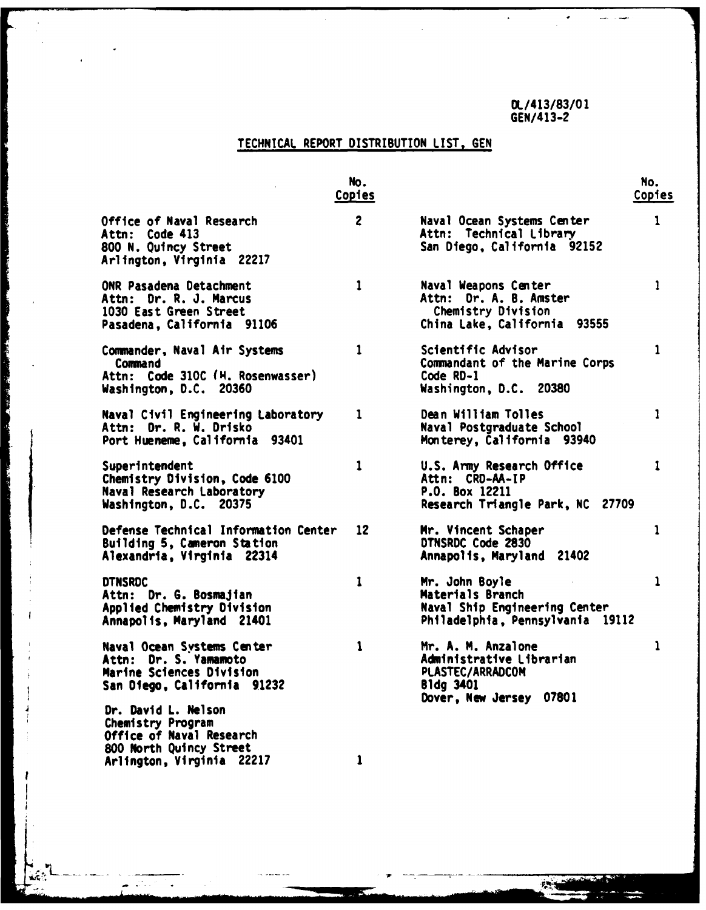DL/413/83/01
GEN/413-2

# TECHNICAL REPORT DISTRIBUTION LIST, GEN

| | No. Copies |
|---|---|
| Office of Naval Research<br>Attn: Code 413<br>800 N. Quincy Street<br>Arlington, Virginia 22217 | 2 |
| ONR Pasadena Detachment<br>Attn: Dr. R. J. Marcus<br>1030 East Green Street<br>Pasadena, California 91106 | 1 |
| Commander, Naval Air Systems Command<br>Attn: Code 310C (H. Rosenwasser)<br>Washington, D.C. 20360 | 1 |
| Naval Civil Engineering Laboratory<br>Attn: Dr. R. W. Drisko<br>Port Hueneme, California 93401 | 1 |
| Superintendent<br>Chemistry Division, Code 6100<br>Naval Research Laboratory<br>Washington, D.C. 20375 | 1 |
| Defense Technical Information Center<br>Building 5, Cameron Station<br>Alexandria, Virginia 22314 | 12 |
| DTNSRDC<br>Attn: Dr. G. Bosmajian<br>Applied Chemistry Division<br>Annapolis, Maryland 21401 | 1 |
| Naval Ocean Systems Center<br>Attn: Dr. S. Yamamoto<br>Marine Sciences Division<br>San Diego, California 91232 | 1 |
| Dr. David L. Nelson<br>Chemistry Program<br>Office of Naval Research<br>800 North Quincy Street<br>Arlington, Virginia 22217 | 1 |
| Naval Ocean Systems Center<br>Attn: Technical Library<br>San Diego, California 92152 | 1 |
| Naval Weapons Center<br>Attn: Dr. A. B. Amster<br>Chemistry Division<br>China Lake, California 93555 | 1 |
| Scientific Advisor<br>Commandant of the Marine Corps<br>Code RD-1<br>Washington, D.C. 20380 | 1 |
| Dean William Tolles<br>Naval Postgraduate School<br>Monterey, California 93940 | 1 |
| U.S. Army Research Office<br>Attn: CRD-AA-IP<br>P.O. Box 12211<br>Research Triangle Park, NC 27709 | 1 |
| Mr. Vincent Schaper<br>DTNSRDC Code 2830<br>Annapolis, Maryland 21402 | 1 |
| Mr. John Boyle<br>Materials Branch<br>Naval Ship Engineering Center<br>Philadelphia, Pennsylvania 19112 | 1 |
| Mr. A. M. Anzalone<br>Administrative Librarian<br>PLASTEC/ARRADCOM<br>Bldg 3401<br>Dover, New Jersey 07801 | 1 |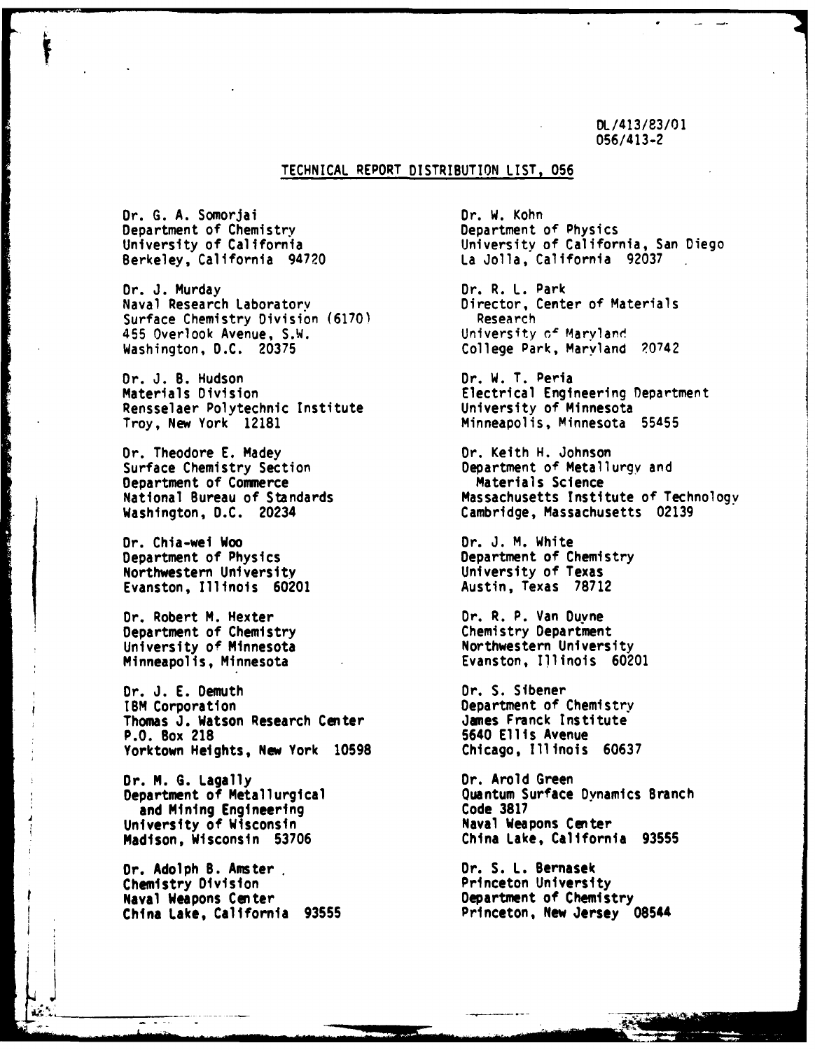DL/413/83/01
056/413-2

## TECHNICAL REPORT DISTRIBUTION LIST, 056

Dr. G. A. Somorjai
Department of Chemistry
University of California
Berkeley, California 94720

Dr. J. Murday
Naval Research Laboratory
Surface Chemistry Division (6170)
455 Overlook Avenue, S.W.
Washington, D.C. 20375

Dr. J. B. Hudson
Materials Division
Rensselaer Polytechnic Institute
Troy, New York 12181

Dr. Theodore E. Madey
Surface Chemistry Section
Department of Commerce
National Bureau of Standards
Washington, D.C. 20234

Dr. Chia-wei Woo
Department of Physics
Northwestern University
Evanston, Illinois 60201

Dr. Robert M. Hexter
Department of Chemistry
University of Minnesota
Minneapolis, Minnesota

Dr. J. E. Demuth
IBM Corporation
Thomas J. Watson Research Center
P.O. Box 218
Yorktown Heights, New York 10598

Dr. M. G. Lagally
Department of Metallurgical
and Mining Engineering
University of Wisconsin
Madison, Wisconsin 53706

Dr. Adolph B. Amster
Chemistry Division
Naval Weapons Center
China Lake, California 93555

Dr. W. Kohn
Department of Physics
University of California, San Diego
La Jolla, California 92037

Dr. R. L. Park
Director, Center of Materials
Research
University of Maryland
College Park, Maryland 20742

Dr. W. T. Peria
Electrical Engineering Department
University of Minnesota
Minneapolis, Minnesota 55455

Dr. Keith H. Johnson
Department of Metallurgy and
Materials Science
Massachusetts Institute of Technology
Cambridge, Massachusetts 02139

Dr. J. M. White
Department of Chemistry
University of Texas
Austin, Texas 78712

Dr. R. P. Van Duyne
Chemistry Department
Northwestern University
Evanston, Illinois 60201

Dr. S. Sibener
Department of Chemistry
James Franck Institute
5640 Ellis Avenue
Chicago, Illinois 60637

Dr. Arold Green
Quantum Surface Dynamics Branch
Code 3817
Naval Weapons Center
China Lake, California 93555

Dr. S. L. Bernasek
Princeton University
Department of Chemistry
Princeton, New Jersey 08544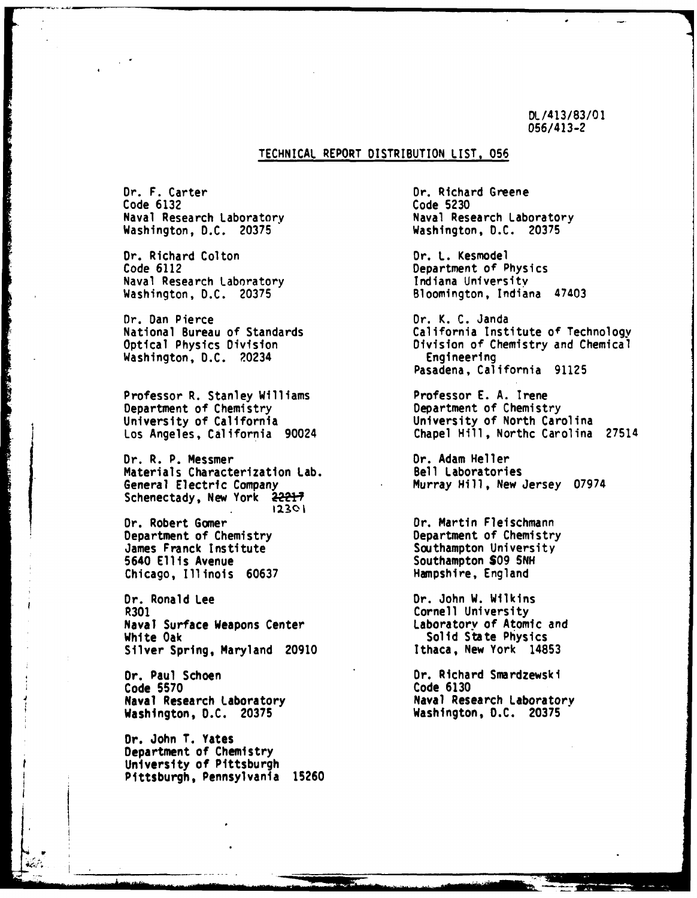DL/413/83/01
056/413-2

## TECHNICAL REPORT DISTRIBUTION LIST, 056

Dr. F. Carter
Code 6132
Naval Research Laboratory
Washington, D.C. 20375

Dr. Richard Colton
Code 6112
Naval Research Laboratory
Washington, D.C. 20375

Dr. Dan Pierce
National Bureau of Standards
Optical Physics Division
Washington, D.C. 20234

Professor R. Stanley Williams
Department of Chemistry
University of California
Los Angeles, California 90024

Dr. R. P. Messmer
Materials Characterization Lab.
General Electric Company
Schenectady, New York ~~22217~~ 12301

Dr. Robert Gomer
Department of Chemistry
James Franck Institute
5640 Ellis Avenue
Chicago, Illinois 60637

Dr. Ronald Lee
R301
Naval Surface Weapons Center
White Oak
Silver Spring, Maryland 20910

Dr. Paul Schoen
Code 5570
Naval Research Laboratory
Washington, D.C. 20375

Dr. John T. Yates
Department of Chemistry
University of Pittsburgh
Pittsburgh, Pennsylvania 15260

Dr. Richard Greene
Code 5230
Naval Research Laboratory
Washington, D.C. 20375

Dr. L. Kesmodel
Department of Physics
Indiana University
Bloomington, Indiana 47403

Dr. K. C. Janda
California Institute of Technology
Division of Chemistry and Chemical Engineering
Pasadena, California 91125

Professor E. A. Irene
Department of Chemistry
University of North Carolina
Chapel Hill, Northc Carolina 27514

Dr. Adam Heller
Bell Laboratories
Murray Hill, New Jersey 07974

Dr. Martin Fleischmann
Department of Chemistry
Southampton University
Southampton S09 5NH
Hampshire, England

Dr. John W. Wilkins
Cornell University
Laboratory of Atomic and Solid State Physics
Ithaca, New York 14853

Dr. Richard Smardzewski
Code 6130
Naval Research Laboratory
Washington, D.C. 20375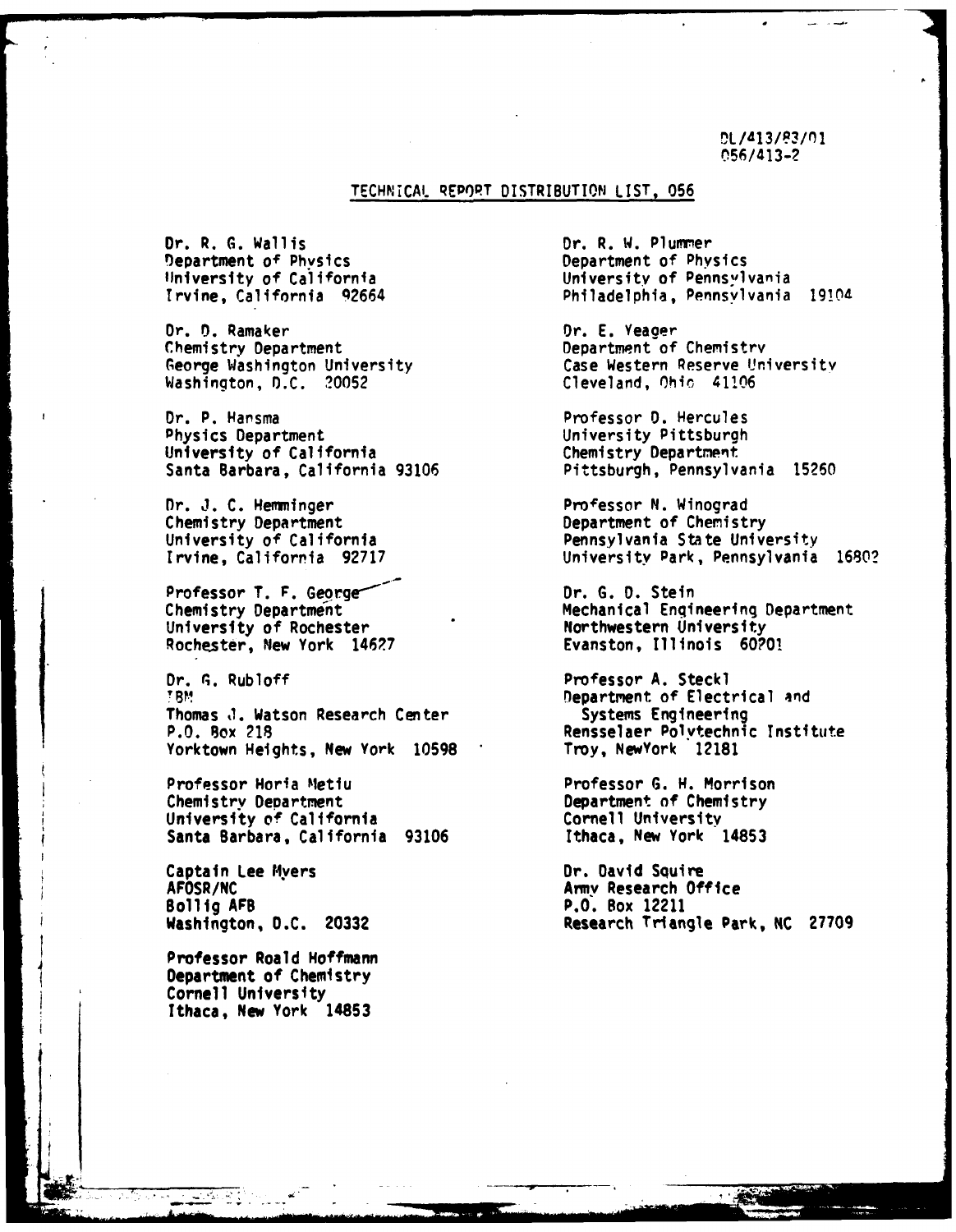DL/413/83/01
056/413-2

# TECHNICAL REPORT DISTRIBUTION LIST, 056

Dr. R. G. Wallis
Department of Physics
University of California
Irvine, California 92664

Dr. D. Ramaker
Chemistry Department
George Washington University
Washington, D.C. 20052

Dr. P. Hansma
Physics Department
University of California
Santa Barbara, California 93106

Dr. J. C. Hemminger
Chemistry Department
University of California
Irvine, California 92717

Professor T. F. George
Chemistry Department
University of Rochester
Rochester, New York 14627

Dr. G. Rubloff
IBM
Thomas J. Watson Research Center
P.O. Box 218
Yorktown Heights, New York 10598

Professor Horia Metiu
Chemistry Department
University of California
Santa Barbara, California 93106

Captain Lee Myers
AFOSR/NC
Bollig AFB
Washington, D.C. 20332

Professor Roald Hoffmann
Department of Chemistry
Cornell University
Ithaca, New York 14853

Dr. R. W. Plummer
Department of Physics
University of Pennsylvania
Philadelphia, Pennsylvania 19104

Dr. E. Yeager
Department of Chemistry
Case Western Reserve University
Cleveland, Ohio 41106

Professor D. Hercules
University Pittsburgh
Chemistry Department
Pittsburgh, Pennsylvania 15260

Professor N. Winograd
Department of Chemistry
Pennsylvania State University
University Park, Pennsylvania 16802

Dr. G. D. Stein
Mechanical Engineering Department
Northwestern University
Evanston, Illinois 60201

Professor A. Steckl
Department of Electrical and
Systems Engineering
Rensselaer Polytechnic Institute
Troy, NewYork 12181

Professor G. H. Morrison
Department of Chemistry
Cornell University
Ithaca, New York 14853

Dr. David Squire
Army Research Office
P.O. Box 12211
Research Triangle Park, NC 27709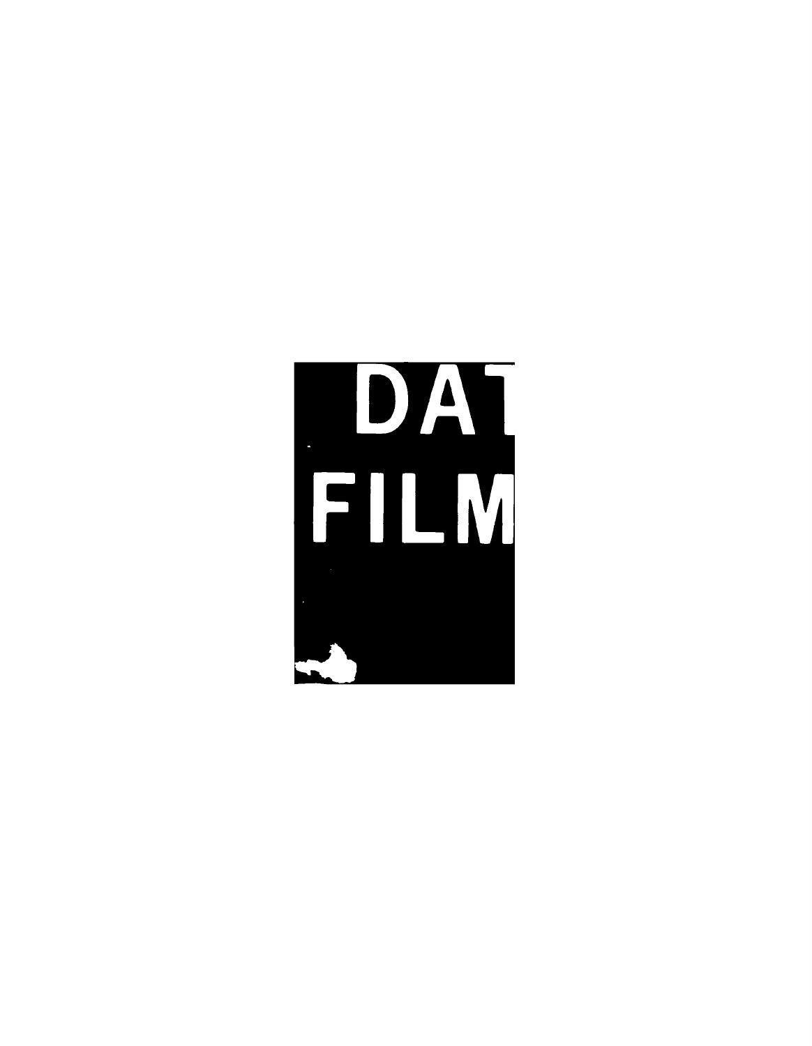DAT

FILM